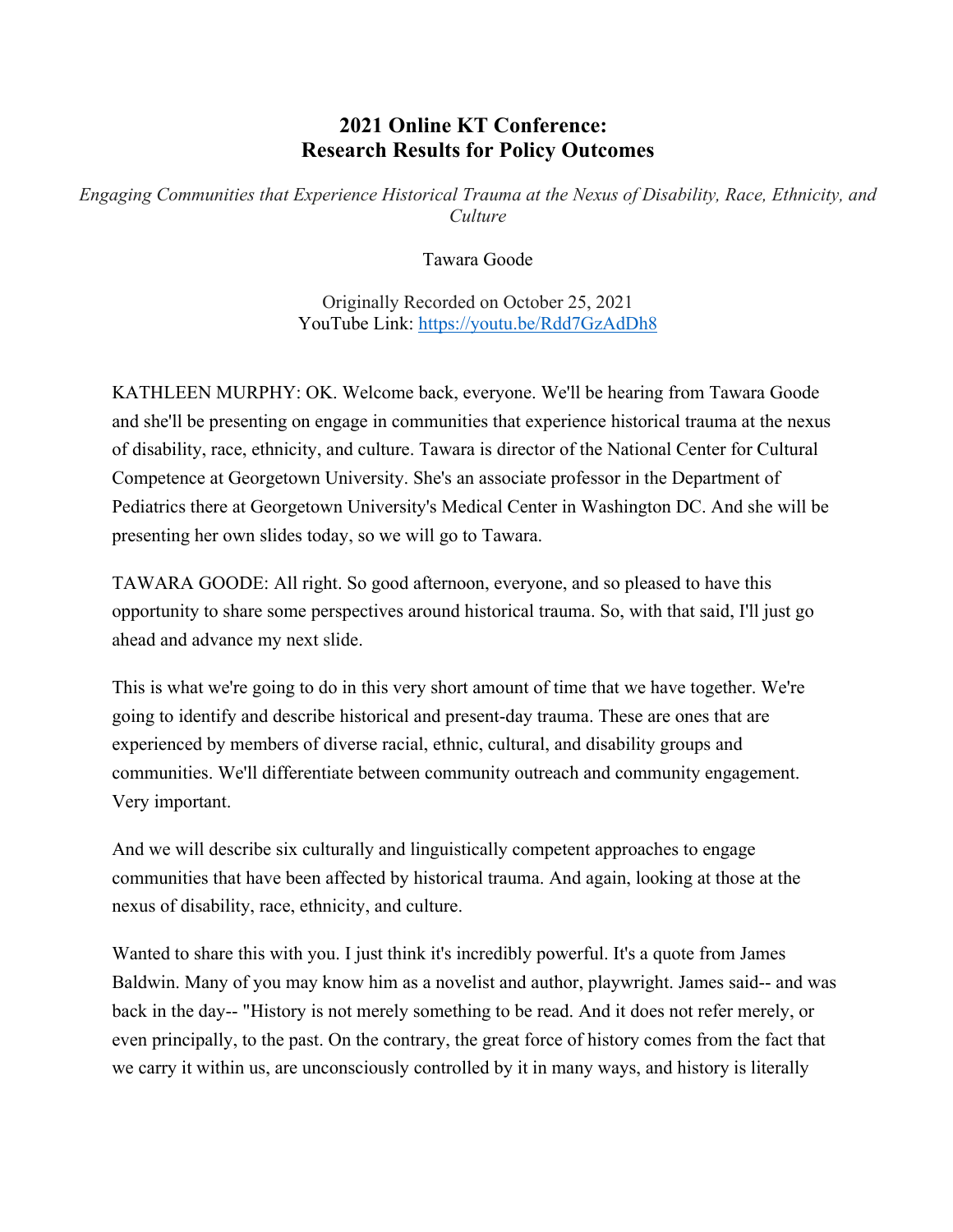# 2021 Online KT Conference: Research Results for Policy Outcomes

*Engaging Communities that Experience Historical Trauma at the Nexus of Disability, Race, Ethnicity, and Culture*

Tawara Goode

Originally Recorded on October 25, 2021
YouTube Link: https://youtu.be/Rdd7GzAdDh8

KATHLEEN MURPHY: OK. Welcome back, everyone. We'll be hearing from Tawara Goode and she'll be presenting on engage in communities that experience historical trauma at the nexus of disability, race, ethnicity, and culture. Tawara is director of the National Center for Cultural Competence at Georgetown University. She's an associate professor in the Department of Pediatrics there at Georgetown University's Medical Center in Washington DC. And she will be presenting her own slides today, so we will go to Tawara.

TAWARA GOODE: All right. So good afternoon, everyone, and so pleased to have this opportunity to share some perspectives around historical trauma. So, with that said, I'll just go ahead and advance my next slide.

This is what we're going to do in this very short amount of time that we have together. We're going to identify and describe historical and present-day trauma. These are ones that are experienced by members of diverse racial, ethnic, cultural, and disability groups and communities. We'll differentiate between community outreach and community engagement. Very important.

And we will describe six culturally and linguistically competent approaches to engage communities that have been affected by historical trauma. And again, looking at those at the nexus of disability, race, ethnicity, and culture.

Wanted to share this with you. I just think it's incredibly powerful. It's a quote from James Baldwin. Many of you may know him as a novelist and author, playwright. James said-- and was back in the day-- "History is not merely something to be read. And it does not refer merely, or even principally, to the past. On the contrary, the great force of history comes from the fact that we carry it within us, are unconsciously controlled by it in many ways, and history is literally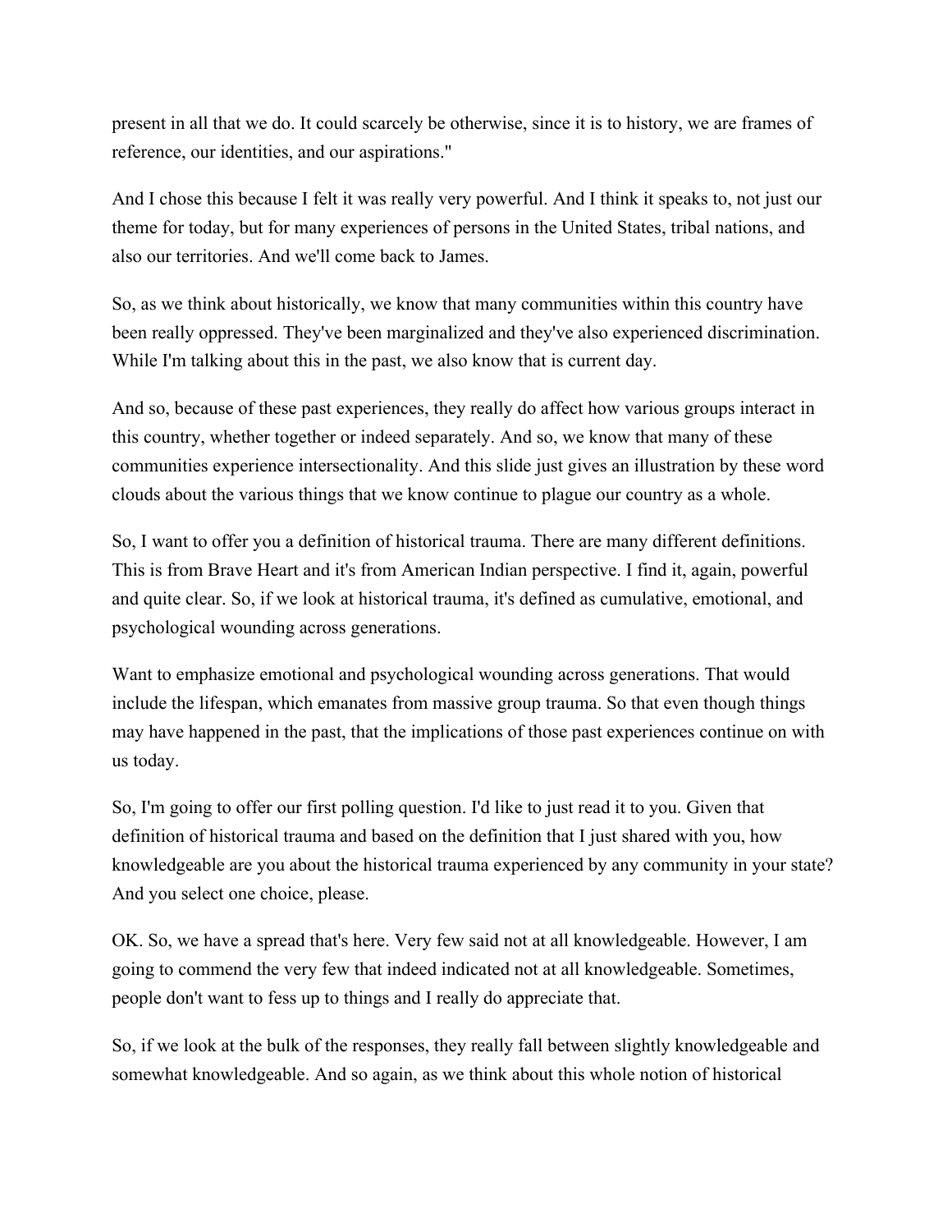present in all that we do. It could scarcely be otherwise, since it is to history, we are frames of reference, our identities, and our aspirations."

And I chose this because I felt it was really very powerful. And I think it speaks to, not just our theme for today, but for many experiences of persons in the United States, tribal nations, and also our territories. And we'll come back to James.

So, as we think about historically, we know that many communities within this country have been really oppressed. They've been marginalized and they've also experienced discrimination. While I'm talking about this in the past, we also know that is current day.

And so, because of these past experiences, they really do affect how various groups interact in this country, whether together or indeed separately. And so, we know that many of these communities experience intersectionality. And this slide just gives an illustration by these word clouds about the various things that we know continue to plague our country as a whole.

So, I want to offer you a definition of historical trauma. There are many different definitions. This is from Brave Heart and it's from American Indian perspective. I find it, again, powerful and quite clear. So, if we look at historical trauma, it's defined as cumulative, emotional, and psychological wounding across generations.

Want to emphasize emotional and psychological wounding across generations. That would include the lifespan, which emanates from massive group trauma. So that even though things may have happened in the past, that the implications of those past experiences continue on with us today.

So, I'm going to offer our first polling question. I'd like to just read it to you. Given that definition of historical trauma and based on the definition that I just shared with you, how knowledgeable are you about the historical trauma experienced by any community in your state? And you select one choice, please.

OK. So, we have a spread that's here. Very few said not at all knowledgeable. However, I am going to commend the very few that indeed indicated not at all knowledgeable. Sometimes, people don't want to fess up to things and I really do appreciate that.

So, if we look at the bulk of the responses, they really fall between slightly knowledgeable and somewhat knowledgeable. And so again, as we think about this whole notion of historical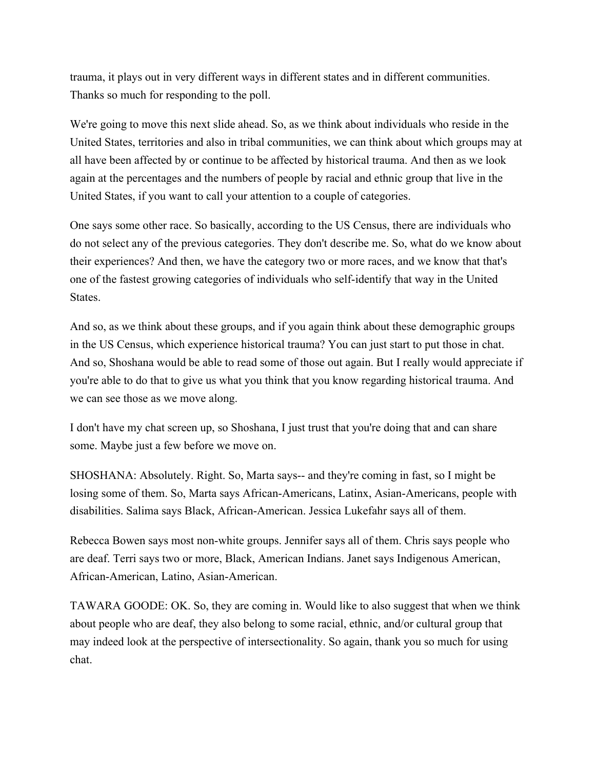trauma, it plays out in very different ways in different states and in different communities. Thanks so much for responding to the poll.

We're going to move this next slide ahead. So, as we think about individuals who reside in the United States, territories and also in tribal communities, we can think about which groups may at all have been affected by or continue to be affected by historical trauma. And then as we look again at the percentages and the numbers of people by racial and ethnic group that live in the United States, if you want to call your attention to a couple of categories.

One says some other race. So basically, according to the US Census, there are individuals who do not select any of the previous categories. They don't describe me. So, what do we know about their experiences? And then, we have the category two or more races, and we know that that's one of the fastest growing categories of individuals who self-identify that way in the United States.

And so, as we think about these groups, and if you again think about these demographic groups in the US Census, which experience historical trauma? You can just start to put those in chat. And so, Shoshana would be able to read some of those out again. But I really would appreciate if you're able to do that to give us what you think that you know regarding historical trauma. And we can see those as we move along.

I don't have my chat screen up, so Shoshana, I just trust that you're doing that and can share some. Maybe just a few before we move on.

SHOSHANA: Absolutely. Right. So, Marta says-- and they're coming in fast, so I might be losing some of them. So, Marta says African-Americans, Latinx, Asian-Americans, people with disabilities. Salima says Black, African-American. Jessica Lukefahr says all of them.

Rebecca Bowen says most non-white groups. Jennifer says all of them. Chris says people who are deaf. Terri says two or more, Black, American Indians. Janet says Indigenous American, African-American, Latino, Asian-American.

TAWARA GOODE: OK. So, they are coming in. Would like to also suggest that when we think about people who are deaf, they also belong to some racial, ethnic, and/or cultural group that may indeed look at the perspective of intersectionality. So again, thank you so much for using chat.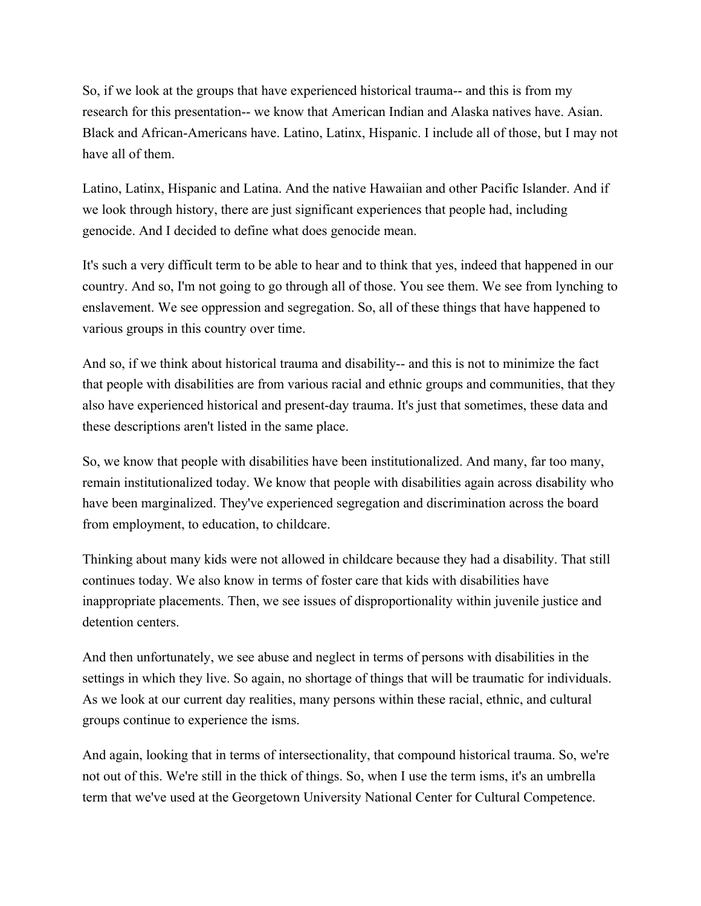So, if we look at the groups that have experienced historical trauma-- and this is from my research for this presentation-- we know that American Indian and Alaska natives have. Asian. Black and African-Americans have. Latino, Latinx, Hispanic. I include all of those, but I may not have all of them.

Latino, Latinx, Hispanic and Latina. And the native Hawaiian and other Pacific Islander. And if we look through history, there are just significant experiences that people had, including genocide. And I decided to define what does genocide mean.

It's such a very difficult term to be able to hear and to think that yes, indeed that happened in our country. And so, I'm not going to go through all of those. You see them. We see from lynching to enslavement. We see oppression and segregation. So, all of these things that have happened to various groups in this country over time.

And so, if we think about historical trauma and disability-- and this is not to minimize the fact that people with disabilities are from various racial and ethnic groups and communities, that they also have experienced historical and present-day trauma. It's just that sometimes, these data and these descriptions aren't listed in the same place.

So, we know that people with disabilities have been institutionalized. And many, far too many, remain institutionalized today. We know that people with disabilities again across disability who have been marginalized. They've experienced segregation and discrimination across the board from employment, to education, to childcare.

Thinking about many kids were not allowed in childcare because they had a disability. That still continues today. We also know in terms of foster care that kids with disabilities have inappropriate placements. Then, we see issues of disproportionality within juvenile justice and detention centers.

And then unfortunately, we see abuse and neglect in terms of persons with disabilities in the settings in which they live. So again, no shortage of things that will be traumatic for individuals. As we look at our current day realities, many persons within these racial, ethnic, and cultural groups continue to experience the isms.

And again, looking that in terms of intersectionality, that compound historical trauma. So, we're not out of this. We're still in the thick of things. So, when I use the term isms, it's an umbrella term that we've used at the Georgetown University National Center for Cultural Competence.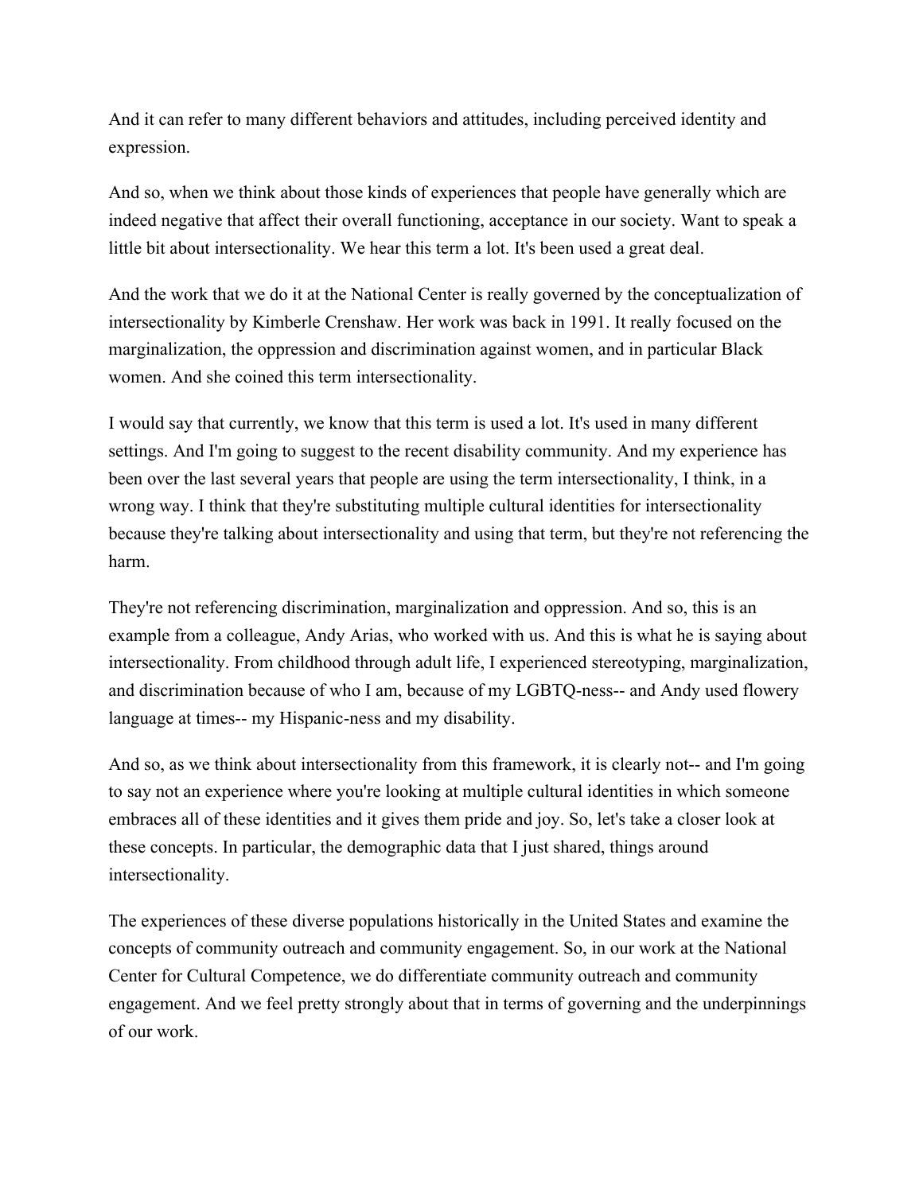And it can refer to many different behaviors and attitudes, including perceived identity and expression.

And so, when we think about those kinds of experiences that people have generally which are indeed negative that affect their overall functioning, acceptance in our society. Want to speak a little bit about intersectionality. We hear this term a lot. It's been used a great deal.

And the work that we do it at the National Center is really governed by the conceptualization of intersectionality by Kimberle Crenshaw. Her work was back in 1991. It really focused on the marginalization, the oppression and discrimination against women, and in particular Black women. And she coined this term intersectionality.

I would say that currently, we know that this term is used a lot. It's used in many different settings. And I'm going to suggest to the recent disability community. And my experience has been over the last several years that people are using the term intersectionality, I think, in a wrong way. I think that they're substituting multiple cultural identities for intersectionality because they're talking about intersectionality and using that term, but they're not referencing the harm.

They're not referencing discrimination, marginalization and oppression. And so, this is an example from a colleague, Andy Arias, who worked with us. And this is what he is saying about intersectionality. From childhood through adult life, I experienced stereotyping, marginalization, and discrimination because of who I am, because of my LGBTQ-ness-- and Andy used flowery language at times-- my Hispanic-ness and my disability.

And so, as we think about intersectionality from this framework, it is clearly not-- and I'm going to say not an experience where you're looking at multiple cultural identities in which someone embraces all of these identities and it gives them pride and joy. So, let's take a closer look at these concepts. In particular, the demographic data that I just shared, things around intersectionality.

The experiences of these diverse populations historically in the United States and examine the concepts of community outreach and community engagement. So, in our work at the National Center for Cultural Competence, we do differentiate community outreach and community engagement. And we feel pretty strongly about that in terms of governing and the underpinnings of our work.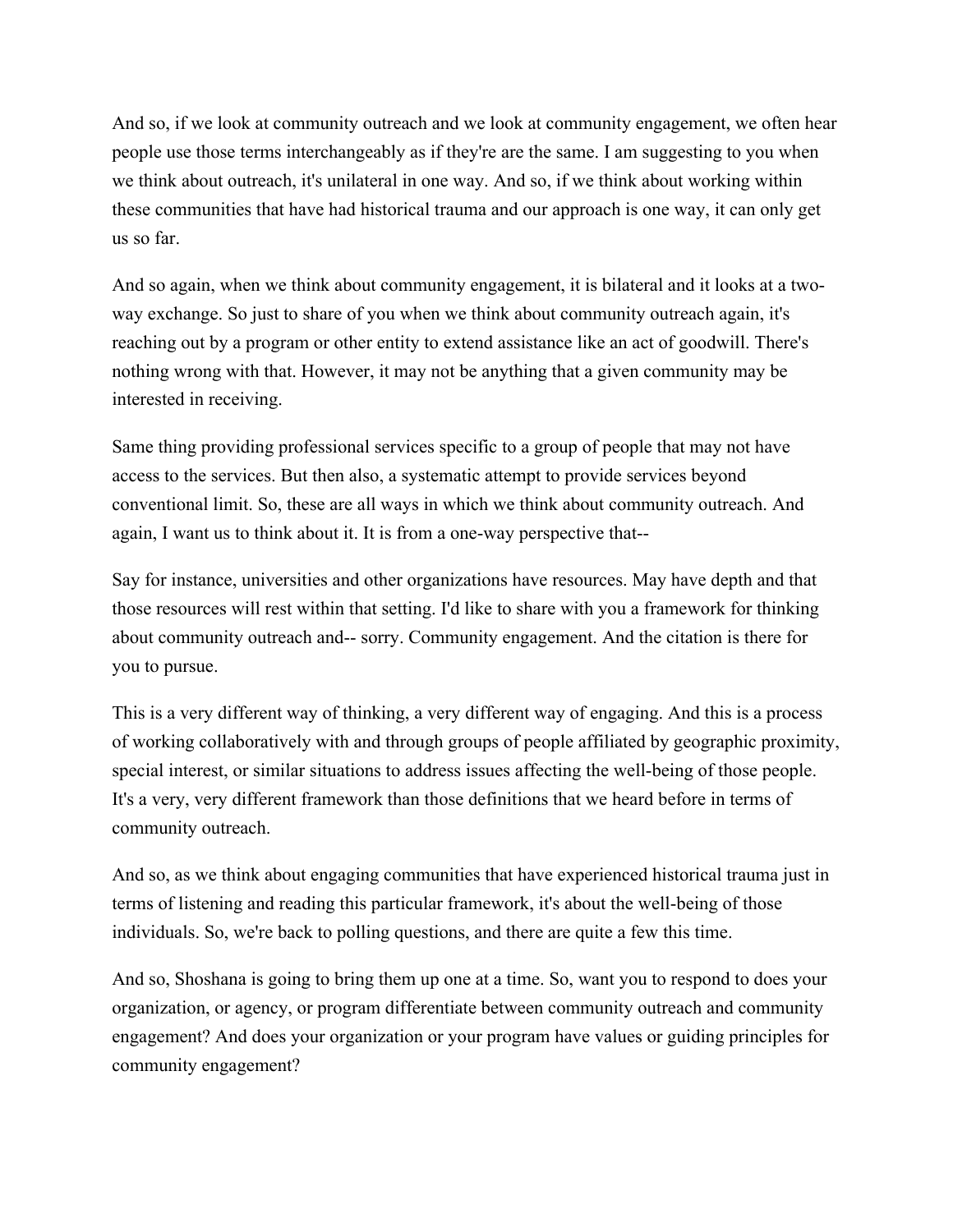And so, if we look at community outreach and we look at community engagement, we often hear people use those terms interchangeably as if they're are the same. I am suggesting to you when we think about outreach, it's unilateral in one way. And so, if we think about working within these communities that have had historical trauma and our approach is one way, it can only get us so far.

And so again, when we think about community engagement, it is bilateral and it looks at a two-way exchange. So just to share of you when we think about community outreach again, it's reaching out by a program or other entity to extend assistance like an act of goodwill. There's nothing wrong with that. However, it may not be anything that a given community may be interested in receiving.

Same thing providing professional services specific to a group of people that may not have access to the services. But then also, a systematic attempt to provide services beyond conventional limit. So, these are all ways in which we think about community outreach. And again, I want us to think about it. It is from a one-way perspective that--

Say for instance, universities and other organizations have resources. May have depth and that those resources will rest within that setting. I'd like to share with you a framework for thinking about community outreach and-- sorry. Community engagement. And the citation is there for you to pursue.

This is a very different way of thinking, a very different way of engaging. And this is a process of working collaboratively with and through groups of people affiliated by geographic proximity, special interest, or similar situations to address issues affecting the well-being of those people. It's a very, very different framework than those definitions that we heard before in terms of community outreach.

And so, as we think about engaging communities that have experienced historical trauma just in terms of listening and reading this particular framework, it's about the well-being of those individuals. So, we're back to polling questions, and there are quite a few this time.

And so, Shoshana is going to bring them up one at a time. So, want you to respond to does your organization, or agency, or program differentiate between community outreach and community engagement? And does your organization or your program have values or guiding principles for community engagement?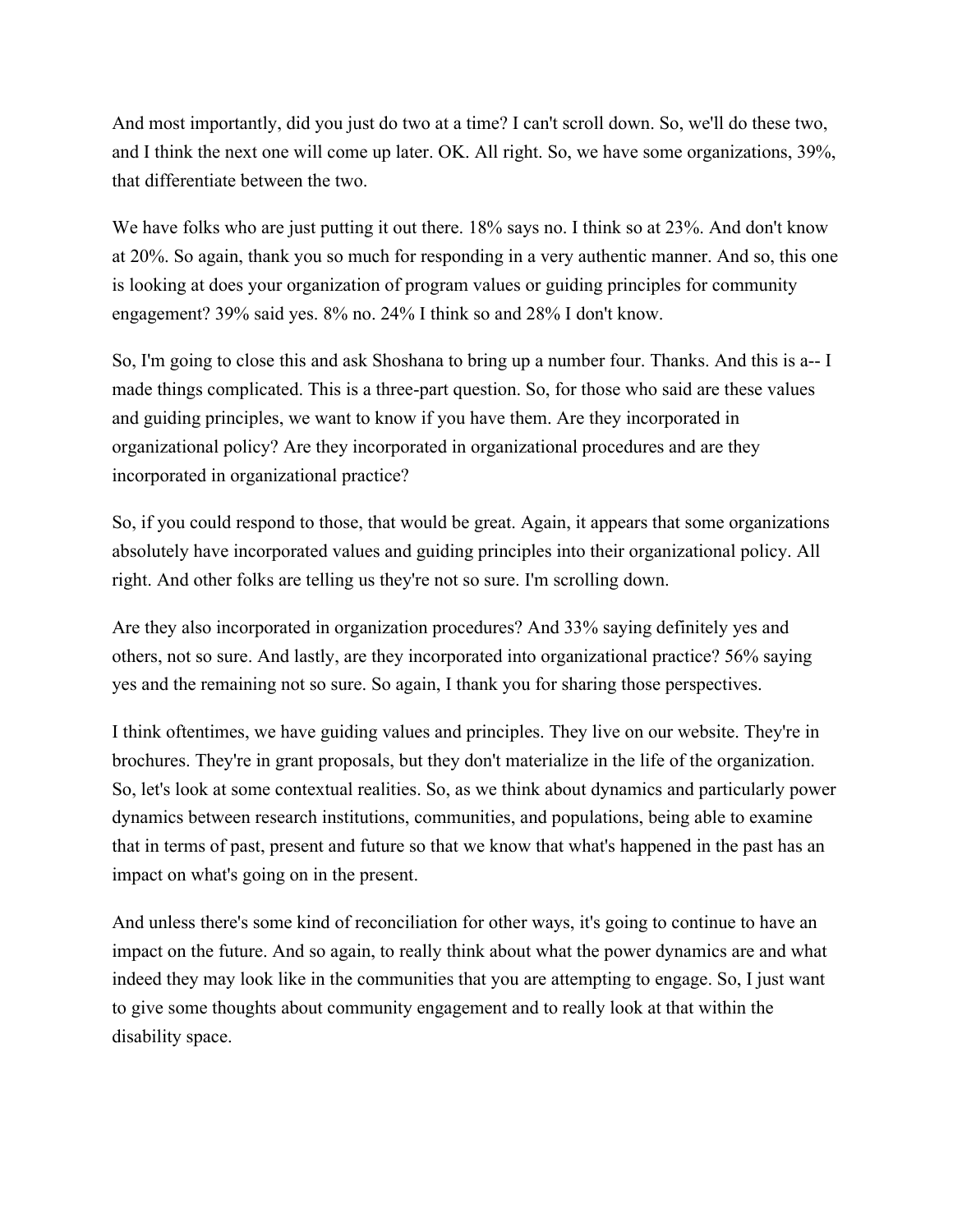And most importantly, did you just do two at a time? I can't scroll down. So, we'll do these two, and I think the next one will come up later. OK. All right. So, we have some organizations, 39%, that differentiate between the two.

We have folks who are just putting it out there. 18% says no. I think so at 23%. And don't know at 20%. So again, thank you so much for responding in a very authentic manner. And so, this one is looking at does your organization of program values or guiding principles for community engagement? 39% said yes. 8% no. 24% I think so and 28% I don't know.

So, I'm going to close this and ask Shoshana to bring up a number four. Thanks. And this is a-- I made things complicated. This is a three-part question. So, for those who said are these values and guiding principles, we want to know if you have them. Are they incorporated in organizational policy? Are they incorporated in organizational procedures and are they incorporated in organizational practice?

So, if you could respond to those, that would be great. Again, it appears that some organizations absolutely have incorporated values and guiding principles into their organizational policy. All right. And other folks are telling us they're not so sure. I'm scrolling down.

Are they also incorporated in organization procedures? And 33% saying definitely yes and others, not so sure. And lastly, are they incorporated into organizational practice? 56% saying yes and the remaining not so sure. So again, I thank you for sharing those perspectives.

I think oftentimes, we have guiding values and principles. They live on our website. They're in brochures. They're in grant proposals, but they don't materialize in the life of the organization. So, let's look at some contextual realities. So, as we think about dynamics and particularly power dynamics between research institutions, communities, and populations, being able to examine that in terms of past, present and future so that we know that what's happened in the past has an impact on what's going on in the present.

And unless there's some kind of reconciliation for other ways, it's going to continue to have an impact on the future. And so again, to really think about what the power dynamics are and what indeed they may look like in the communities that you are attempting to engage. So, I just want to give some thoughts about community engagement and to really look at that within the disability space.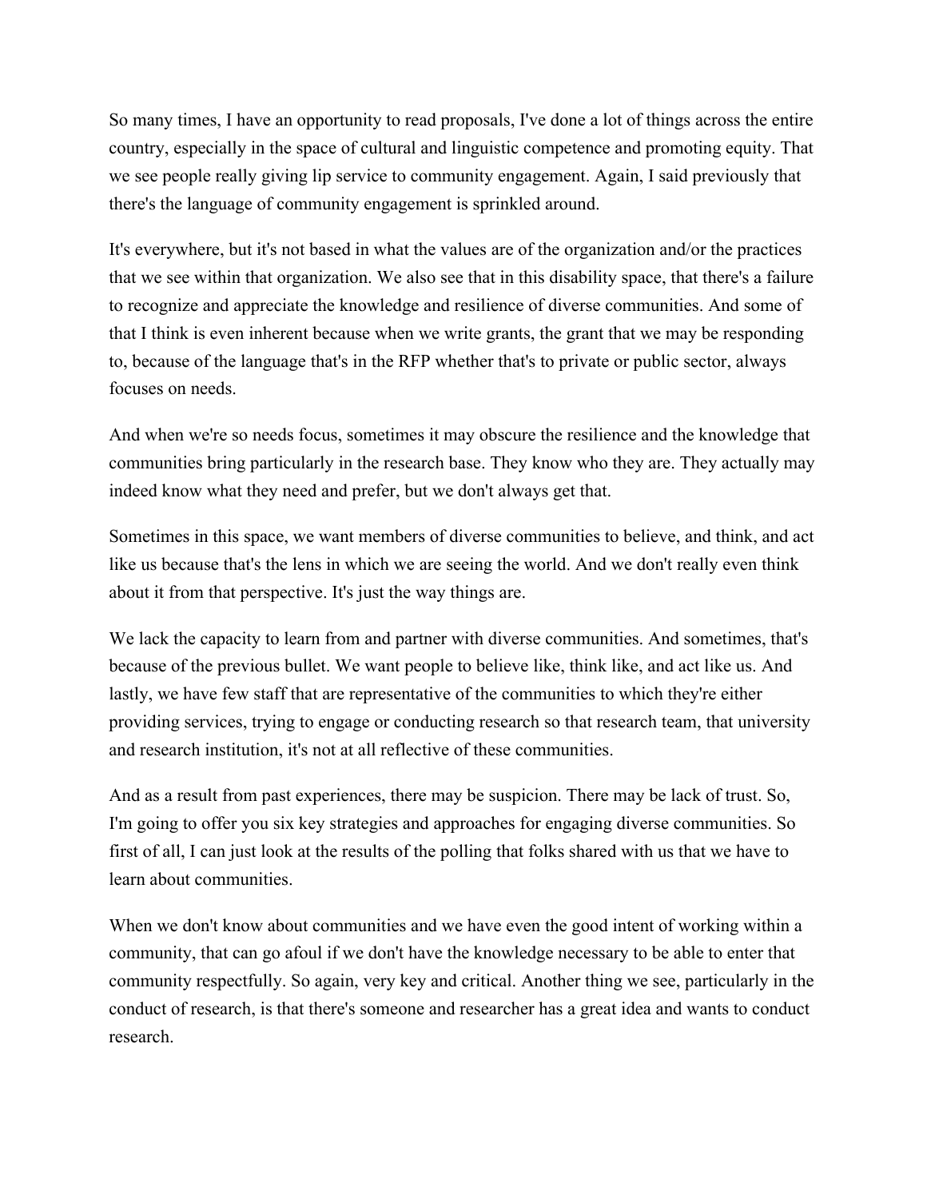So many times, I have an opportunity to read proposals, I've done a lot of things across the entire country, especially in the space of cultural and linguistic competence and promoting equity. That we see people really giving lip service to community engagement. Again, I said previously that there's the language of community engagement is sprinkled around.

It's everywhere, but it's not based in what the values are of the organization and/or the practices that we see within that organization. We also see that in this disability space, that there's a failure to recognize and appreciate the knowledge and resilience of diverse communities. And some of that I think is even inherent because when we write grants, the grant that we may be responding to, because of the language that's in the RFP whether that's to private or public sector, always focuses on needs.

And when we're so needs focus, sometimes it may obscure the resilience and the knowledge that communities bring particularly in the research base. They know who they are. They actually may indeed know what they need and prefer, but we don't always get that.

Sometimes in this space, we want members of diverse communities to believe, and think, and act like us because that's the lens in which we are seeing the world. And we don't really even think about it from that perspective. It's just the way things are.

We lack the capacity to learn from and partner with diverse communities. And sometimes, that's because of the previous bullet. We want people to believe like, think like, and act like us. And lastly, we have few staff that are representative of the communities to which they're either providing services, trying to engage or conducting research so that research team, that university and research institution, it's not at all reflective of these communities.

And as a result from past experiences, there may be suspicion. There may be lack of trust. So, I'm going to offer you six key strategies and approaches for engaging diverse communities. So first of all, I can just look at the results of the polling that folks shared with us that we have to learn about communities.

When we don't know about communities and we have even the good intent of working within a community, that can go afoul if we don't have the knowledge necessary to be able to enter that community respectfully. So again, very key and critical. Another thing we see, particularly in the conduct of research, is that there's someone and researcher has a great idea and wants to conduct research.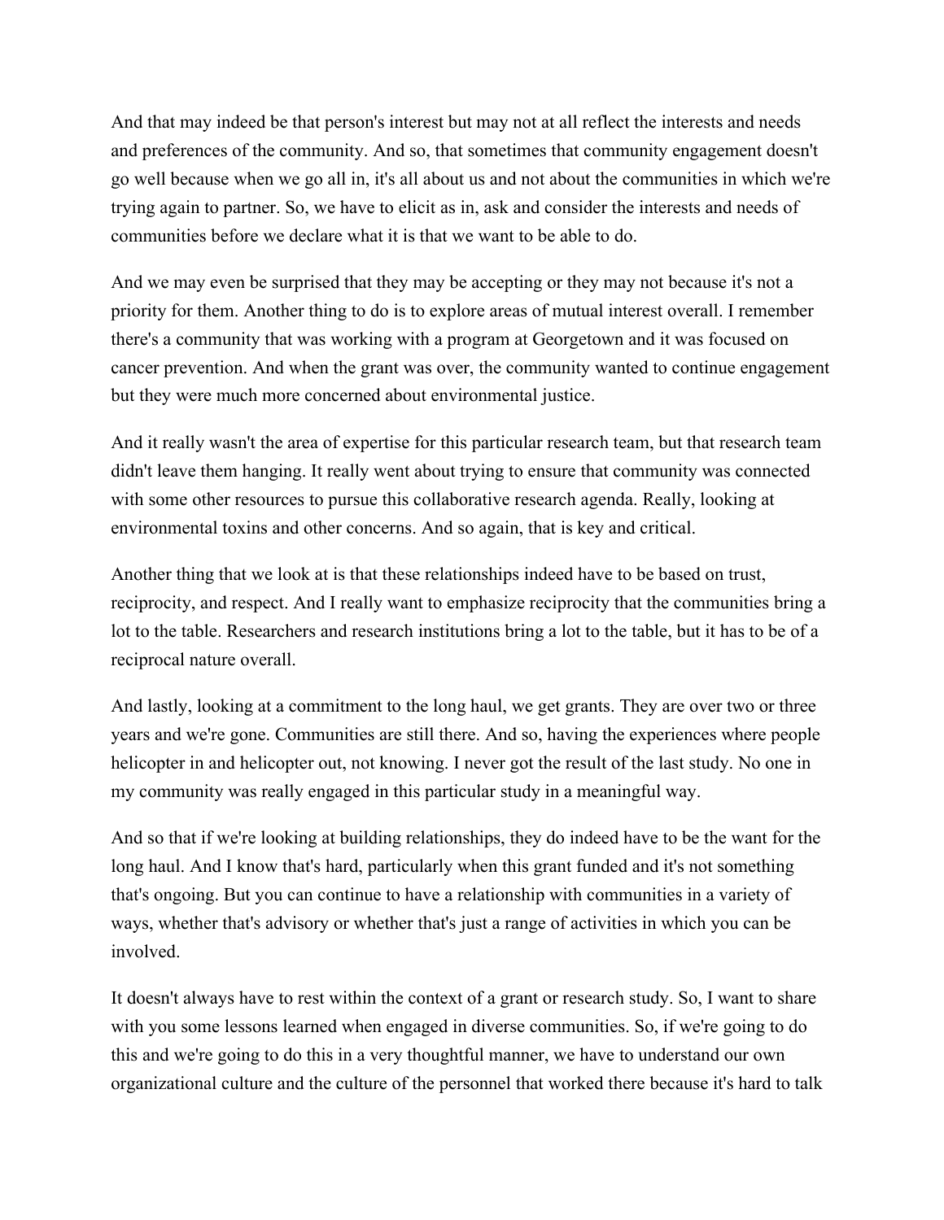And that may indeed be that person's interest but may not at all reflect the interests and needs and preferences of the community. And so, that sometimes that community engagement doesn't go well because when we go all in, it's all about us and not about the communities in which we're trying again to partner. So, we have to elicit as in, ask and consider the interests and needs of communities before we declare what it is that we want to be able to do.

And we may even be surprised that they may be accepting or they may not because it's not a priority for them. Another thing to do is to explore areas of mutual interest overall. I remember there's a community that was working with a program at Georgetown and it was focused on cancer prevention. And when the grant was over, the community wanted to continue engagement but they were much more concerned about environmental justice.

And it really wasn't the area of expertise for this particular research team, but that research team didn't leave them hanging. It really went about trying to ensure that community was connected with some other resources to pursue this collaborative research agenda. Really, looking at environmental toxins and other concerns. And so again, that is key and critical.

Another thing that we look at is that these relationships indeed have to be based on trust, reciprocity, and respect. And I really want to emphasize reciprocity that the communities bring a lot to the table. Researchers and research institutions bring a lot to the table, but it has to be of a reciprocal nature overall.

And lastly, looking at a commitment to the long haul, we get grants. They are over two or three years and we're gone. Communities are still there. And so, having the experiences where people helicopter in and helicopter out, not knowing. I never got the result of the last study. No one in my community was really engaged in this particular study in a meaningful way.

And so that if we're looking at building relationships, they do indeed have to be the want for the long haul. And I know that's hard, particularly when this grant funded and it's not something that's ongoing. But you can continue to have a relationship with communities in a variety of ways, whether that's advisory or whether that's just a range of activities in which you can be involved.

It doesn't always have to rest within the context of a grant or research study. So, I want to share with you some lessons learned when engaged in diverse communities. So, if we're going to do this and we're going to do this in a very thoughtful manner, we have to understand our own organizational culture and the culture of the personnel that worked there because it's hard to talk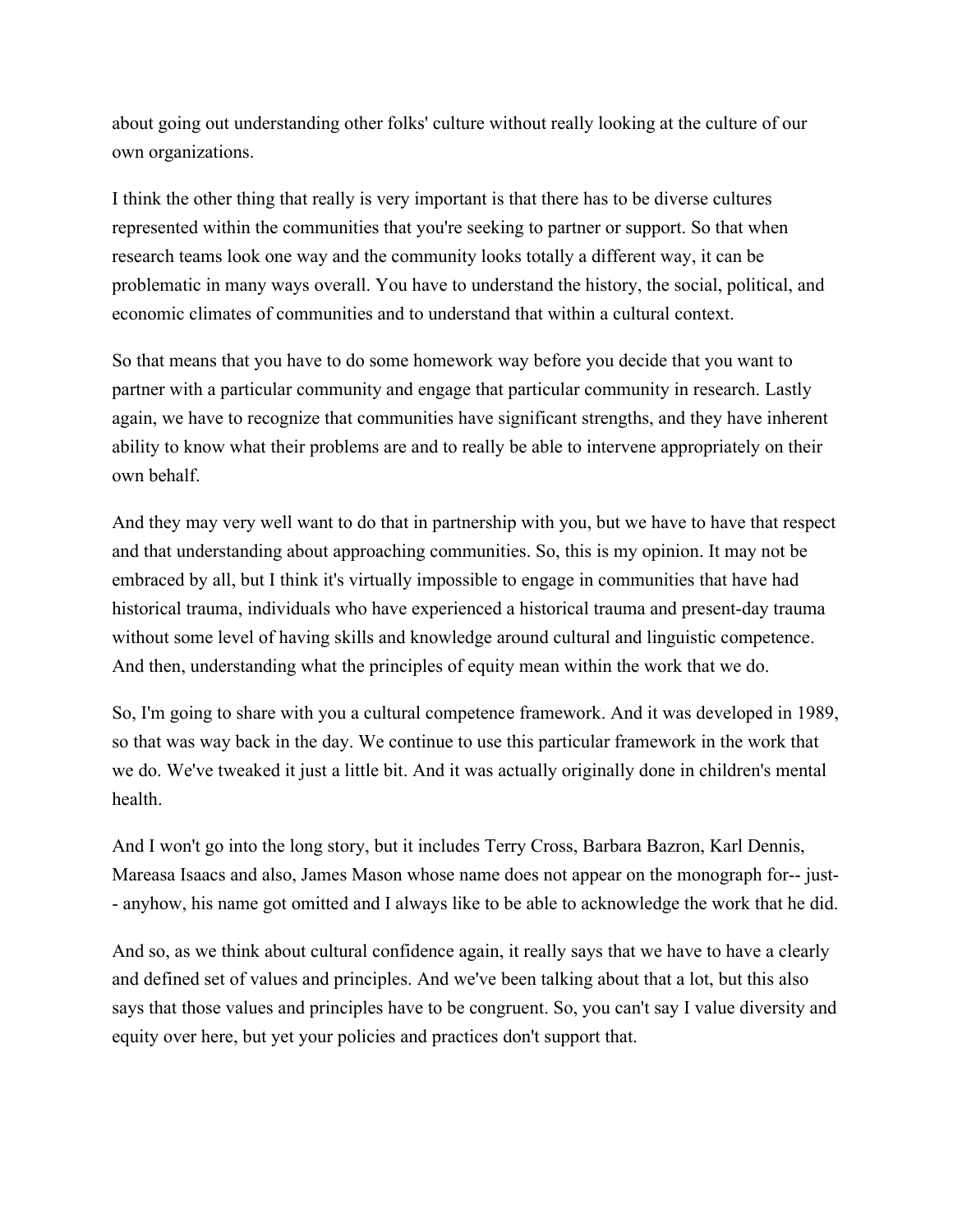about going out understanding other folks' culture without really looking at the culture of our own organizations.

I think the other thing that really is very important is that there has to be diverse cultures represented within the communities that you're seeking to partner or support. So that when research teams look one way and the community looks totally a different way, it can be problematic in many ways overall. You have to understand the history, the social, political, and economic climates of communities and to understand that within a cultural context.

So that means that you have to do some homework way before you decide that you want to partner with a particular community and engage that particular community in research. Lastly again, we have to recognize that communities have significant strengths, and they have inherent ability to know what their problems are and to really be able to intervene appropriately on their own behalf.

And they may very well want to do that in partnership with you, but we have to have that respect and that understanding about approaching communities. So, this is my opinion. It may not be embraced by all, but I think it's virtually impossible to engage in communities that have had historical trauma, individuals who have experienced a historical trauma and present-day trauma without some level of having skills and knowledge around cultural and linguistic competence. And then, understanding what the principles of equity mean within the work that we do.

So, I'm going to share with you a cultural competence framework. And it was developed in 1989, so that was way back in the day. We continue to use this particular framework in the work that we do. We've tweaked it just a little bit. And it was actually originally done in children's mental health.

And I won't go into the long story, but it includes Terry Cross, Barbara Bazron, Karl Dennis, Mareasa Isaacs and also, James Mason whose name does not appear on the monograph for-- just-- anyhow, his name got omitted and I always like to be able to acknowledge the work that he did.

And so, as we think about cultural confidence again, it really says that we have to have a clearly and defined set of values and principles. And we've been talking about that a lot, but this also says that those values and principles have to be congruent. So, you can't say I value diversity and equity over here, but yet your policies and practices don't support that.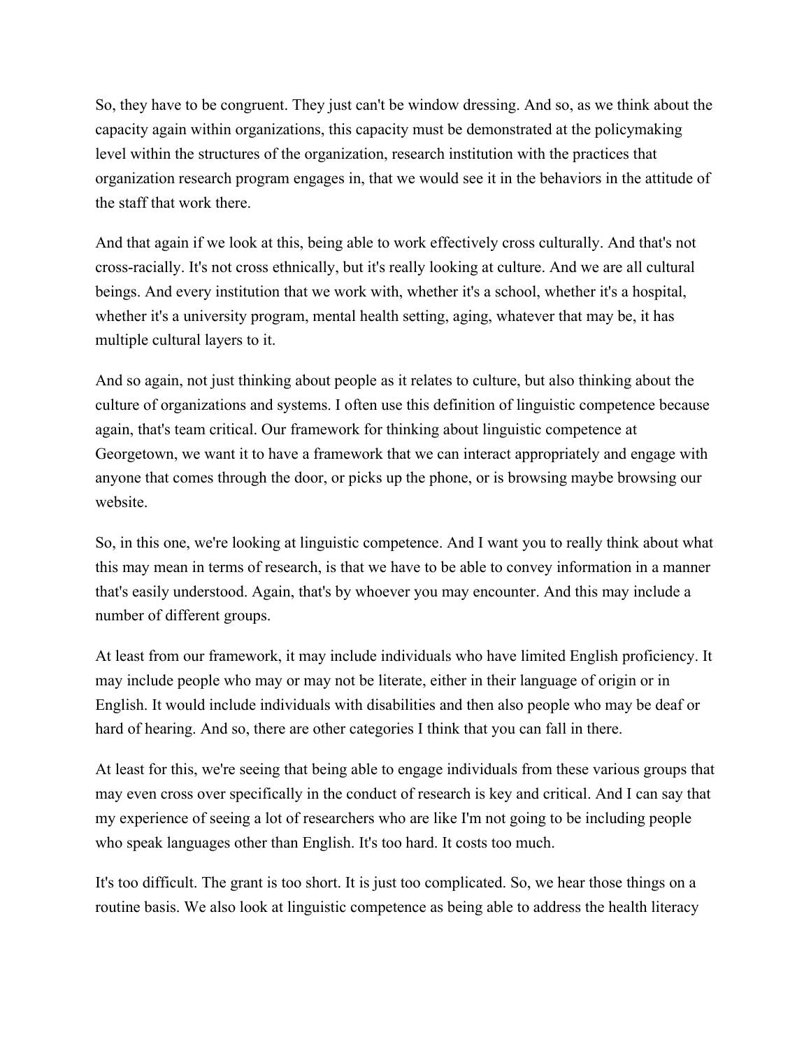So, they have to be congruent. They just can't be window dressing. And so, as we think about the capacity again within organizations, this capacity must be demonstrated at the policymaking level within the structures of the organization, research institution with the practices that organization research program engages in, that we would see it in the behaviors in the attitude of the staff that work there.

And that again if we look at this, being able to work effectively cross culturally. And that's not cross-racially. It's not cross ethnically, but it's really looking at culture. And we are all cultural beings. And every institution that we work with, whether it's a school, whether it's a hospital, whether it's a university program, mental health setting, aging, whatever that may be, it has multiple cultural layers to it.

And so again, not just thinking about people as it relates to culture, but also thinking about the culture of organizations and systems. I often use this definition of linguistic competence because again, that's team critical. Our framework for thinking about linguistic competence at Georgetown, we want it to have a framework that we can interact appropriately and engage with anyone that comes through the door, or picks up the phone, or is browsing maybe browsing our website.

So, in this one, we're looking at linguistic competence. And I want you to really think about what this may mean in terms of research, is that we have to be able to convey information in a manner that's easily understood. Again, that's by whoever you may encounter. And this may include a number of different groups.

At least from our framework, it may include individuals who have limited English proficiency. It may include people who may or may not be literate, either in their language of origin or in English. It would include individuals with disabilities and then also people who may be deaf or hard of hearing. And so, there are other categories I think that you can fall in there.

At least for this, we're seeing that being able to engage individuals from these various groups that may even cross over specifically in the conduct of research is key and critical. And I can say that my experience of seeing a lot of researchers who are like I'm not going to be including people who speak languages other than English. It's too hard. It costs too much.

It's too difficult. The grant is too short. It is just too complicated. So, we hear those things on a routine basis. We also look at linguistic competence as being able to address the health literacy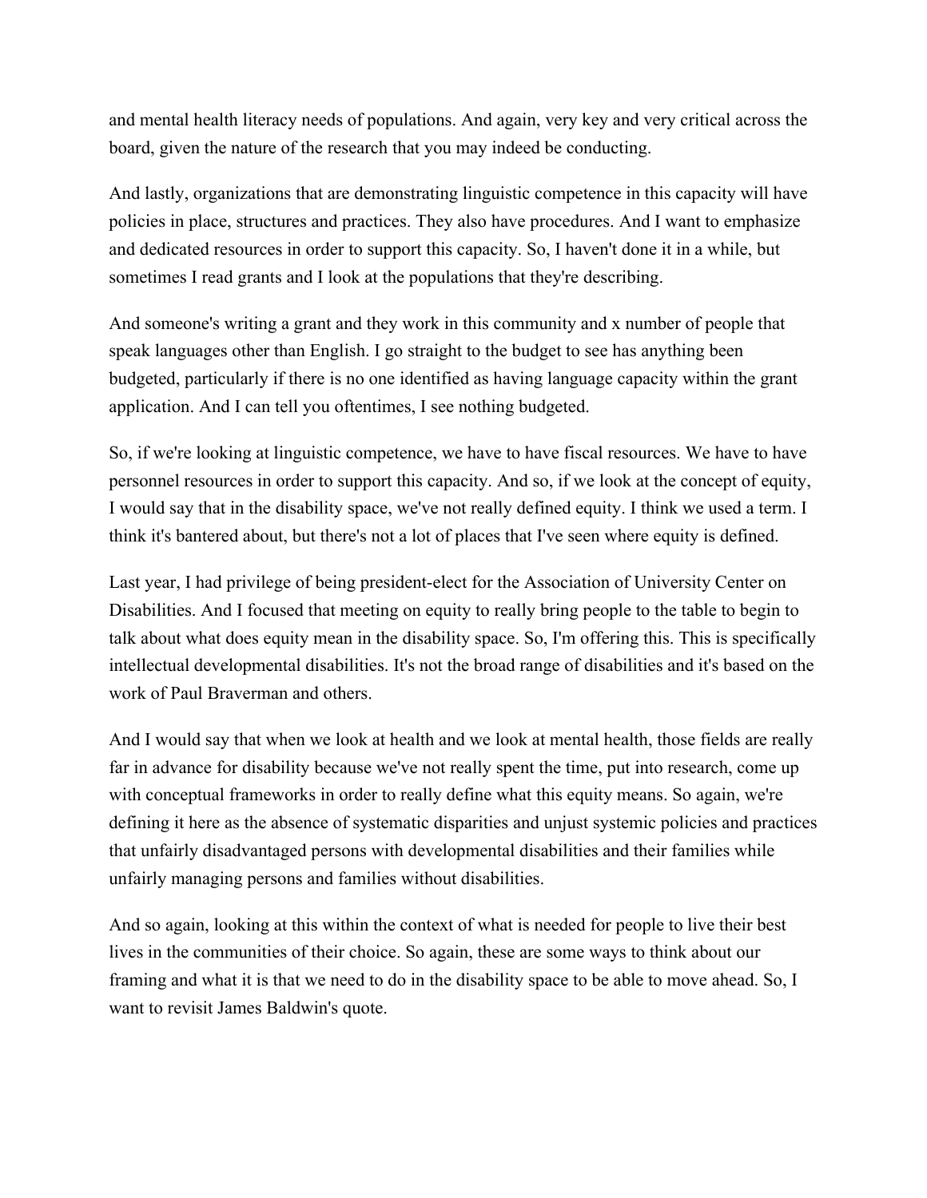and mental health literacy needs of populations. And again, very key and very critical across the board, given the nature of the research that you may indeed be conducting.

And lastly, organizations that are demonstrating linguistic competence in this capacity will have policies in place, structures and practices. They also have procedures. And I want to emphasize and dedicated resources in order to support this capacity. So, I haven't done it in a while, but sometimes I read grants and I look at the populations that they're describing.

And someone's writing a grant and they work in this community and x number of people that speak languages other than English. I go straight to the budget to see has anything been budgeted, particularly if there is no one identified as having language capacity within the grant application. And I can tell you oftentimes, I see nothing budgeted.

So, if we're looking at linguistic competence, we have to have fiscal resources. We have to have personnel resources in order to support this capacity. And so, if we look at the concept of equity, I would say that in the disability space, we've not really defined equity. I think we used a term. I think it's bantered about, but there's not a lot of places that I've seen where equity is defined.

Last year, I had privilege of being president-elect for the Association of University Center on Disabilities. And I focused that meeting on equity to really bring people to the table to begin to talk about what does equity mean in the disability space. So, I'm offering this. This is specifically intellectual developmental disabilities. It's not the broad range of disabilities and it's based on the work of Paul Braverman and others.

And I would say that when we look at health and we look at mental health, those fields are really far in advance for disability because we've not really spent the time, put into research, come up with conceptual frameworks in order to really define what this equity means. So again, we're defining it here as the absence of systematic disparities and unjust systemic policies and practices that unfairly disadvantaged persons with developmental disabilities and their families while unfairly managing persons and families without disabilities.

And so again, looking at this within the context of what is needed for people to live their best lives in the communities of their choice. So again, these are some ways to think about our framing and what it is that we need to do in the disability space to be able to move ahead. So, I want to revisit James Baldwin's quote.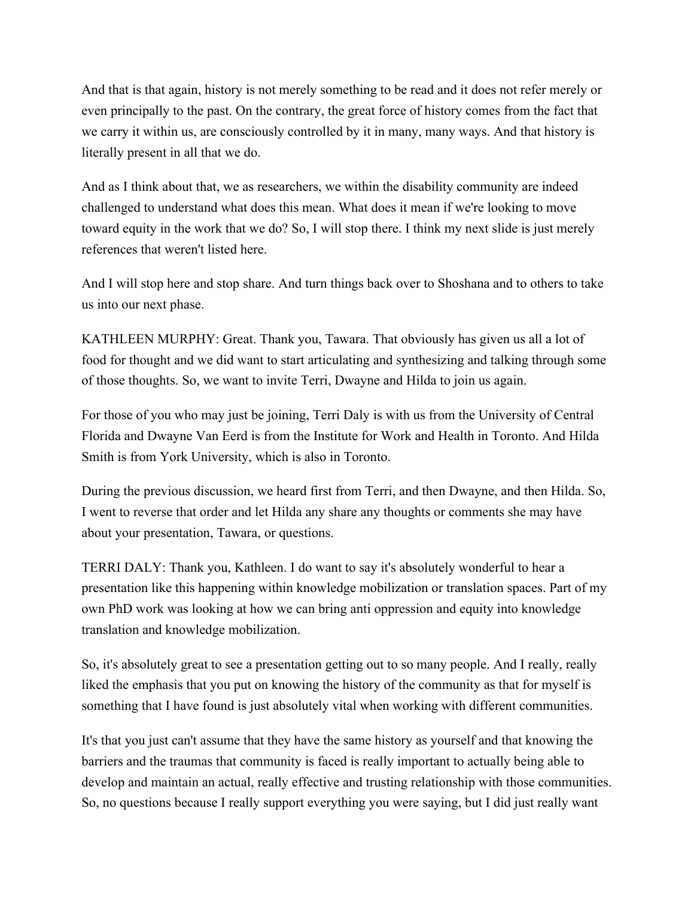And that is that again, history is not merely something to be read and it does not refer merely or even principally to the past. On the contrary, the great force of history comes from the fact that we carry it within us, are consciously controlled by it in many, many ways. And that history is literally present in all that we do.

And as I think about that, we as researchers, we within the disability community are indeed challenged to understand what does this mean. What does it mean if we're looking to move toward equity in the work that we do? So, I will stop there. I think my next slide is just merely references that weren't listed here.

And I will stop here and stop share. And turn things back over to Shoshana and to others to take us into our next phase.

KATHLEEN MURPHY: Great. Thank you, Tawara. That obviously has given us all a lot of food for thought and we did want to start articulating and synthesizing and talking through some of those thoughts. So, we want to invite Terri, Dwayne and Hilda to join us again.

For those of you who may just be joining, Terri Daly is with us from the University of Central Florida and Dwayne Van Eerd is from the Institute for Work and Health in Toronto. And Hilda Smith is from York University, which is also in Toronto.

During the previous discussion, we heard first from Terri, and then Dwayne, and then Hilda. So, I went to reverse that order and let Hilda any share any thoughts or comments she may have about your presentation, Tawara, or questions.

TERRI DALY: Thank you, Kathleen. I do want to say it's absolutely wonderful to hear a presentation like this happening within knowledge mobilization or translation spaces. Part of my own PhD work was looking at how we can bring anti oppression and equity into knowledge translation and knowledge mobilization.

So, it's absolutely great to see a presentation getting out to so many people. And I really, really liked the emphasis that you put on knowing the history of the community as that for myself is something that I have found is just absolutely vital when working with different communities.

It's that you just can't assume that they have the same history as yourself and that knowing the barriers and the traumas that community is faced is really important to actually being able to develop and maintain an actual, really effective and trusting relationship with those communities. So, no questions because I really support everything you were saying, but I did just really want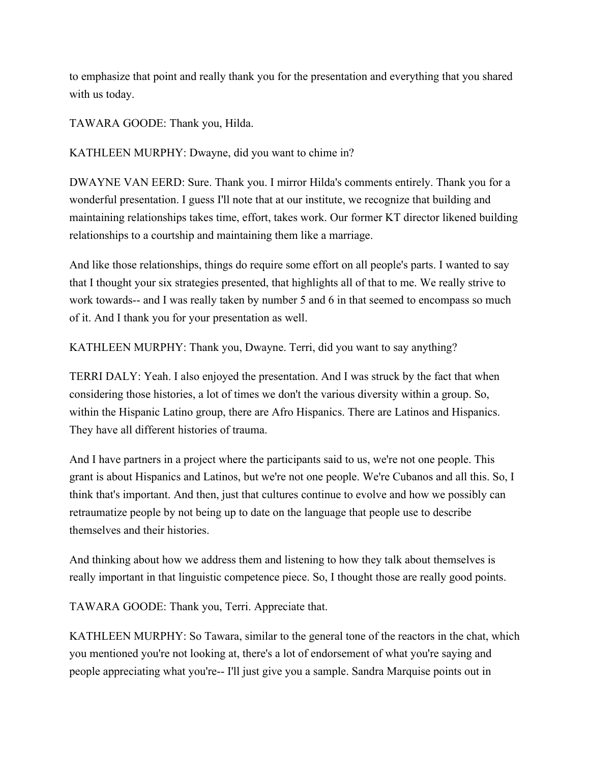to emphasize that point and really thank you for the presentation and everything that you shared with us today.

TAWARA GOODE: Thank you, Hilda.

KATHLEEN MURPHY: Dwayne, did you want to chime in?

DWAYNE VAN EERD: Sure. Thank you. I mirror Hilda's comments entirely. Thank you for a wonderful presentation. I guess I'll note that at our institute, we recognize that building and maintaining relationships takes time, effort, takes work. Our former KT director likened building relationships to a courtship and maintaining them like a marriage.

And like those relationships, things do require some effort on all people's parts. I wanted to say that I thought your six strategies presented, that highlights all of that to me. We really strive to work towards-- and I was really taken by number 5 and 6 in that seemed to encompass so much of it. And I thank you for your presentation as well.

KATHLEEN MURPHY: Thank you, Dwayne. Terri, did you want to say anything?

TERRI DALY: Yeah. I also enjoyed the presentation. And I was struck by the fact that when considering those histories, a lot of times we don't the various diversity within a group. So, within the Hispanic Latino group, there are Afro Hispanics. There are Latinos and Hispanics. They have all different histories of trauma.

And I have partners in a project where the participants said to us, we're not one people. This grant is about Hispanics and Latinos, but we're not one people. We're Cubanos and all this. So, I think that's important. And then, just that cultures continue to evolve and how we possibly can retraumatize people by not being up to date on the language that people use to describe themselves and their histories.

And thinking about how we address them and listening to how they talk about themselves is really important in that linguistic competence piece. So, I thought those are really good points.

TAWARA GOODE: Thank you, Terri. Appreciate that.

KATHLEEN MURPHY: So Tawara, similar to the general tone of the reactors in the chat, which you mentioned you're not looking at, there's a lot of endorsement of what you're saying and people appreciating what you're-- I'll just give you a sample. Sandra Marquise points out in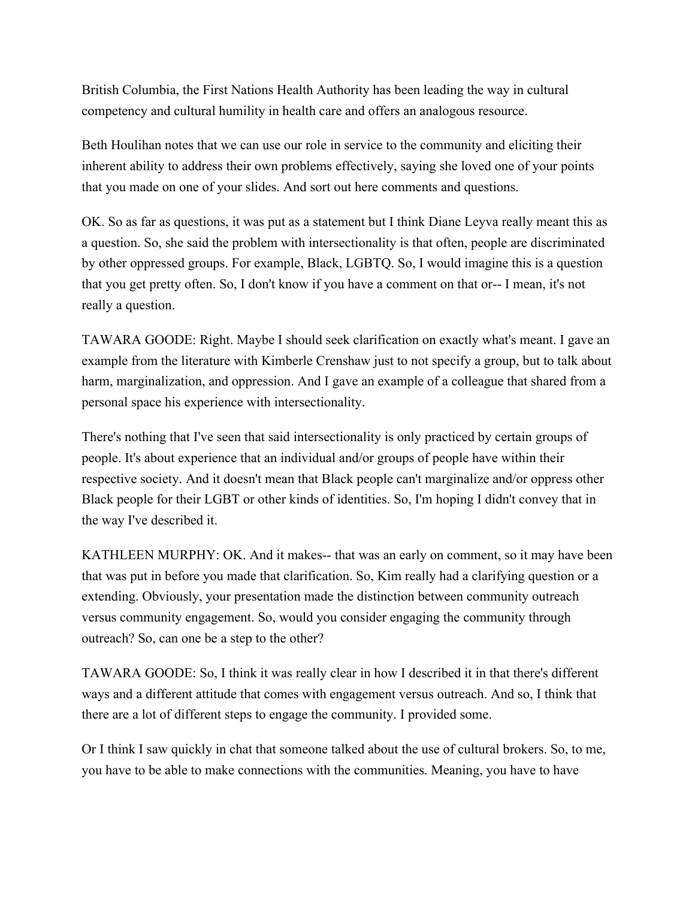British Columbia, the First Nations Health Authority has been leading the way in cultural competency and cultural humility in health care and offers an analogous resource.

Beth Houlihan notes that we can use our role in service to the community and eliciting their inherent ability to address their own problems effectively, saying she loved one of your points that you made on one of your slides. And sort out here comments and questions.

OK. So as far as questions, it was put as a statement but I think Diane Leyva really meant this as a question. So, she said the problem with intersectionality is that often, people are discriminated by other oppressed groups. For example, Black, LGBTQ. So, I would imagine this is a question that you get pretty often. So, I don't know if you have a comment on that or-- I mean, it's not really a question.

TAWARA GOODE: Right. Maybe I should seek clarification on exactly what's meant. I gave an example from the literature with Kimberle Crenshaw just to not specify a group, but to talk about harm, marginalization, and oppression. And I gave an example of a colleague that shared from a personal space his experience with intersectionality.

There's nothing that I've seen that said intersectionality is only practiced by certain groups of people. It's about experience that an individual and/or groups of people have within their respective society. And it doesn't mean that Black people can't marginalize and/or oppress other Black people for their LGBT or other kinds of identities. So, I'm hoping I didn't convey that in the way I've described it.

KATHLEEN MURPHY: OK. And it makes-- that was an early on comment, so it may have been that was put in before you made that clarification. So, Kim really had a clarifying question or a extending. Obviously, your presentation made the distinction between community outreach versus community engagement. So, would you consider engaging the community through outreach? So, can one be a step to the other?

TAWARA GOODE: So, I think it was really clear in how I described it in that there's different ways and a different attitude that comes with engagement versus outreach. And so, I think that there are a lot of different steps to engage the community. I provided some.

Or I think I saw quickly in chat that someone talked about the use of cultural brokers. So, to me, you have to be able to make connections with the communities. Meaning, you have to have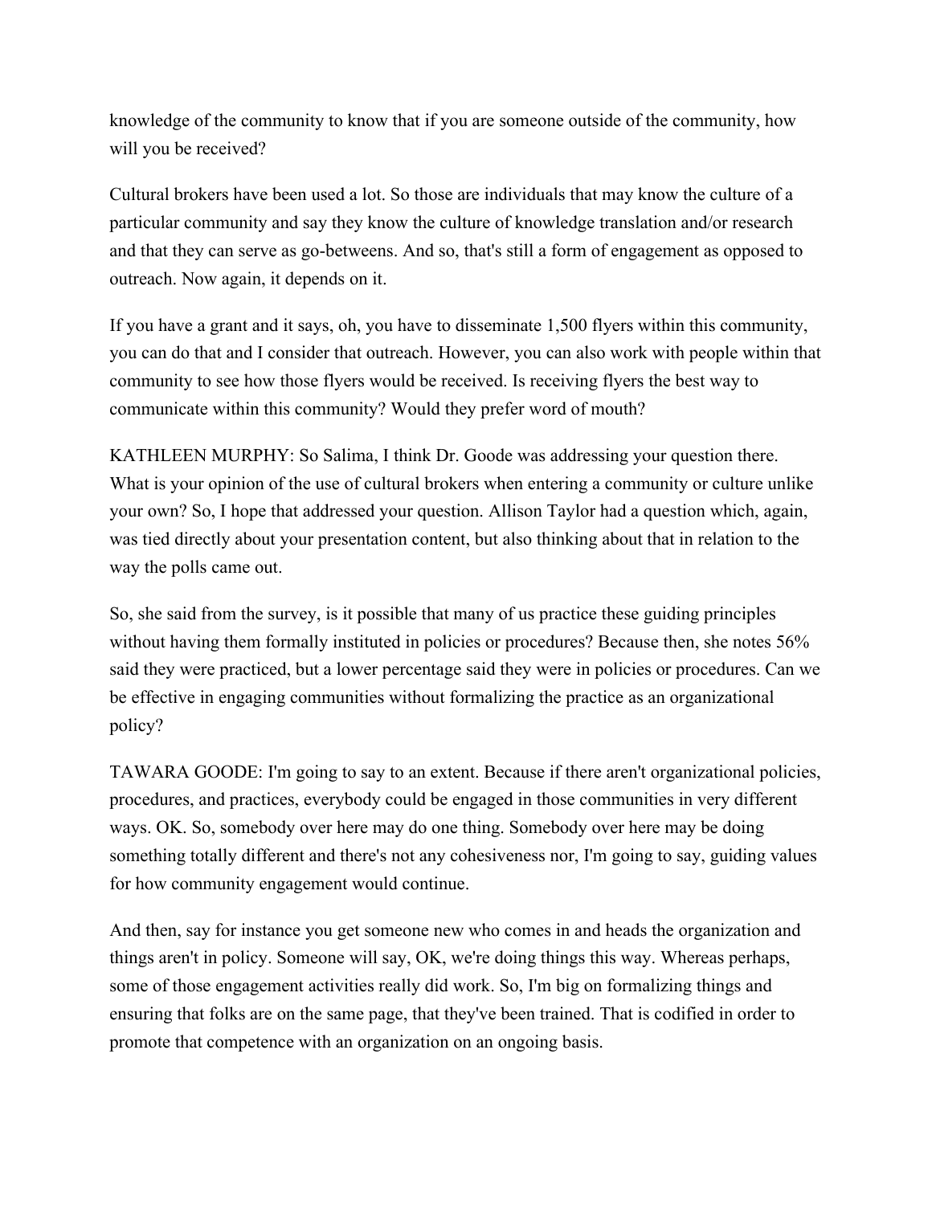knowledge of the community to know that if you are someone outside of the community, how will you be received?

Cultural brokers have been used a lot. So those are individuals that may know the culture of a particular community and say they know the culture of knowledge translation and/or research and that they can serve as go-betweens. And so, that's still a form of engagement as opposed to outreach. Now again, it depends on it.

If you have a grant and it says, oh, you have to disseminate 1,500 flyers within this community, you can do that and I consider that outreach. However, you can also work with people within that community to see how those flyers would be received. Is receiving flyers the best way to communicate within this community? Would they prefer word of mouth?

KATHLEEN MURPHY: So Salima, I think Dr. Goode was addressing your question there. What is your opinion of the use of cultural brokers when entering a community or culture unlike your own? So, I hope that addressed your question. Allison Taylor had a question which, again, was tied directly about your presentation content, but also thinking about that in relation to the way the polls came out.

So, she said from the survey, is it possible that many of us practice these guiding principles without having them formally instituted in policies or procedures? Because then, she notes 56% said they were practiced, but a lower percentage said they were in policies or procedures. Can we be effective in engaging communities without formalizing the practice as an organizational policy?

TAWARA GOODE: I'm going to say to an extent. Because if there aren't organizational policies, procedures, and practices, everybody could be engaged in those communities in very different ways. OK. So, somebody over here may do one thing. Somebody over here may be doing something totally different and there's not any cohesiveness nor, I'm going to say, guiding values for how community engagement would continue.

And then, say for instance you get someone new who comes in and heads the organization and things aren't in policy. Someone will say, OK, we're doing things this way. Whereas perhaps, some of those engagement activities really did work. So, I'm big on formalizing things and ensuring that folks are on the same page, that they've been trained. That is codified in order to promote that competence with an organization on an ongoing basis.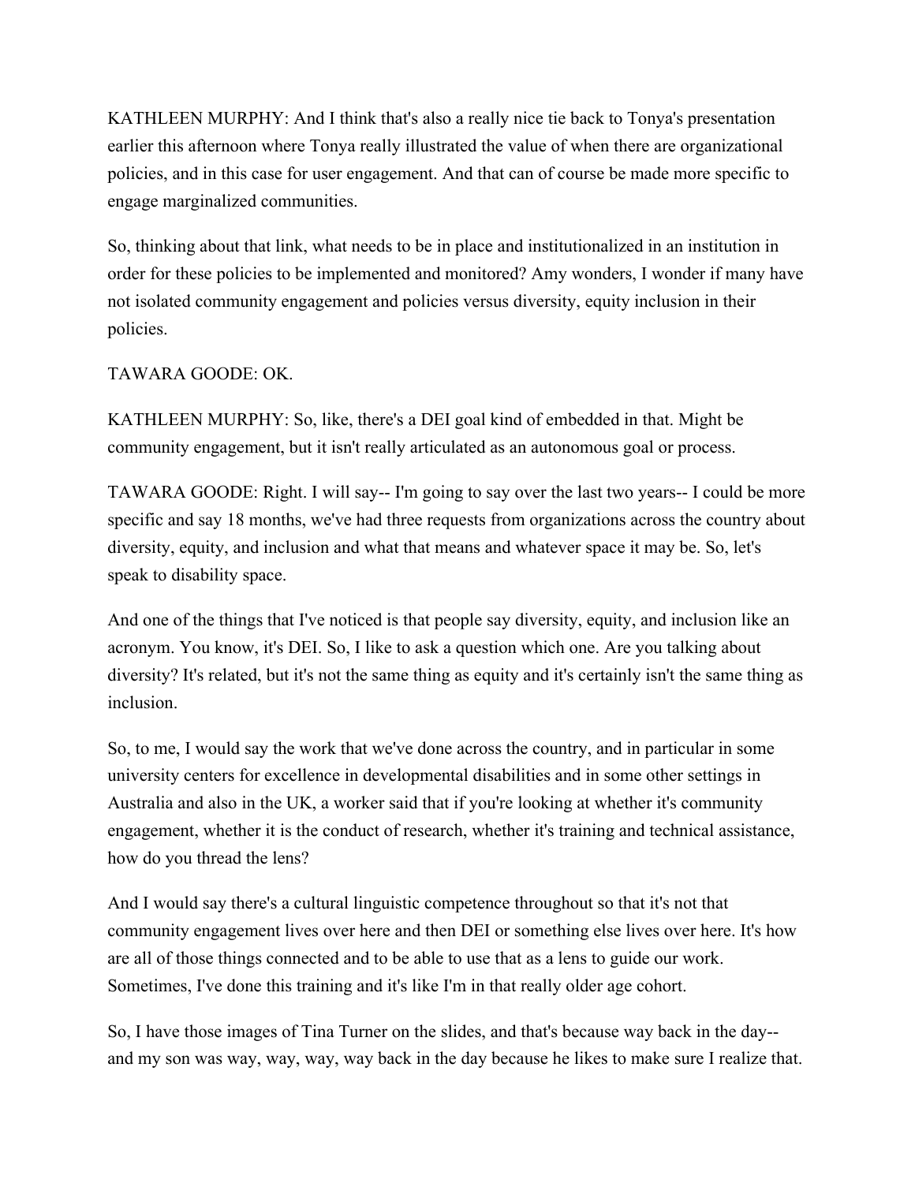KATHLEEN MURPHY: And I think that's also a really nice tie back to Tonya's presentation earlier this afternoon where Tonya really illustrated the value of when there are organizational policies, and in this case for user engagement. And that can of course be made more specific to engage marginalized communities.

So, thinking about that link, what needs to be in place and institutionalized in an institution in order for these policies to be implemented and monitored? Amy wonders, I wonder if many have not isolated community engagement and policies versus diversity, equity inclusion in their policies.

TAWARA GOODE: OK.

KATHLEEN MURPHY: So, like, there's a DEI goal kind of embedded in that. Might be community engagement, but it isn't really articulated as an autonomous goal or process.

TAWARA GOODE: Right. I will say-- I'm going to say over the last two years-- I could be more specific and say 18 months, we've had three requests from organizations across the country about diversity, equity, and inclusion and what that means and whatever space it may be. So, let's speak to disability space.

And one of the things that I've noticed is that people say diversity, equity, and inclusion like an acronym. You know, it's DEI. So, I like to ask a question which one. Are you talking about diversity? It's related, but it's not the same thing as equity and it's certainly isn't the same thing as inclusion.

So, to me, I would say the work that we've done across the country, and in particular in some university centers for excellence in developmental disabilities and in some other settings in Australia and also in the UK, a worker said that if you're looking at whether it's community engagement, whether it is the conduct of research, whether it's training and technical assistance, how do you thread the lens?

And I would say there's a cultural linguistic competence throughout so that it's not that community engagement lives over here and then DEI or something else lives over here. It's how are all of those things connected and to be able to use that as a lens to guide our work. Sometimes, I've done this training and it's like I'm in that really older age cohort.

So, I have those images of Tina Turner on the slides, and that's because way back in the day-- and my son was way, way, way, way back in the day because he likes to make sure I realize that.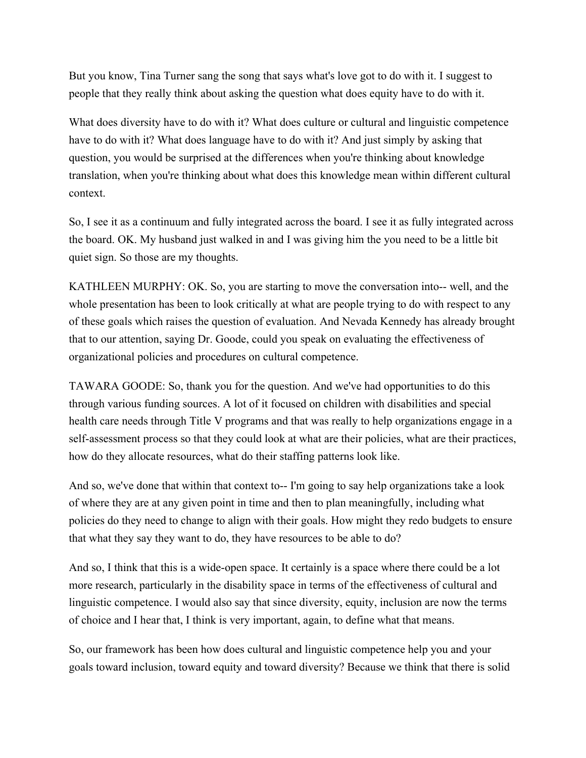But you know, Tina Turner sang the song that says what's love got to do with it. I suggest to people that they really think about asking the question what does equity have to do with it.

What does diversity have to do with it? What does culture or cultural and linguistic competence have to do with it? What does language have to do with it? And just simply by asking that question, you would be surprised at the differences when you're thinking about knowledge translation, when you're thinking about what does this knowledge mean within different cultural context.

So, I see it as a continuum and fully integrated across the board. I see it as fully integrated across the board. OK. My husband just walked in and I was giving him the you need to be a little bit quiet sign. So those are my thoughts.

KATHLEEN MURPHY: OK. So, you are starting to move the conversation into-- well, and the whole presentation has been to look critically at what are people trying to do with respect to any of these goals which raises the question of evaluation. And Nevada Kennedy has already brought that to our attention, saying Dr. Goode, could you speak on evaluating the effectiveness of organizational policies and procedures on cultural competence.

TAWARA GOODE: So, thank you for the question. And we've had opportunities to do this through various funding sources. A lot of it focused on children with disabilities and special health care needs through Title V programs and that was really to help organizations engage in a self-assessment process so that they could look at what are their policies, what are their practices, how do they allocate resources, what do their staffing patterns look like.

And so, we've done that within that context to-- I'm going to say help organizations take a look of where they are at any given point in time and then to plan meaningfully, including what policies do they need to change to align with their goals. How might they redo budgets to ensure that what they say they want to do, they have resources to be able to do?

And so, I think that this is a wide-open space. It certainly is a space where there could be a lot more research, particularly in the disability space in terms of the effectiveness of cultural and linguistic competence. I would also say that since diversity, equity, inclusion are now the terms of choice and I hear that, I think is very important, again, to define what that means.

So, our framework has been how does cultural and linguistic competence help you and your goals toward inclusion, toward equity and toward diversity? Because we think that there is solid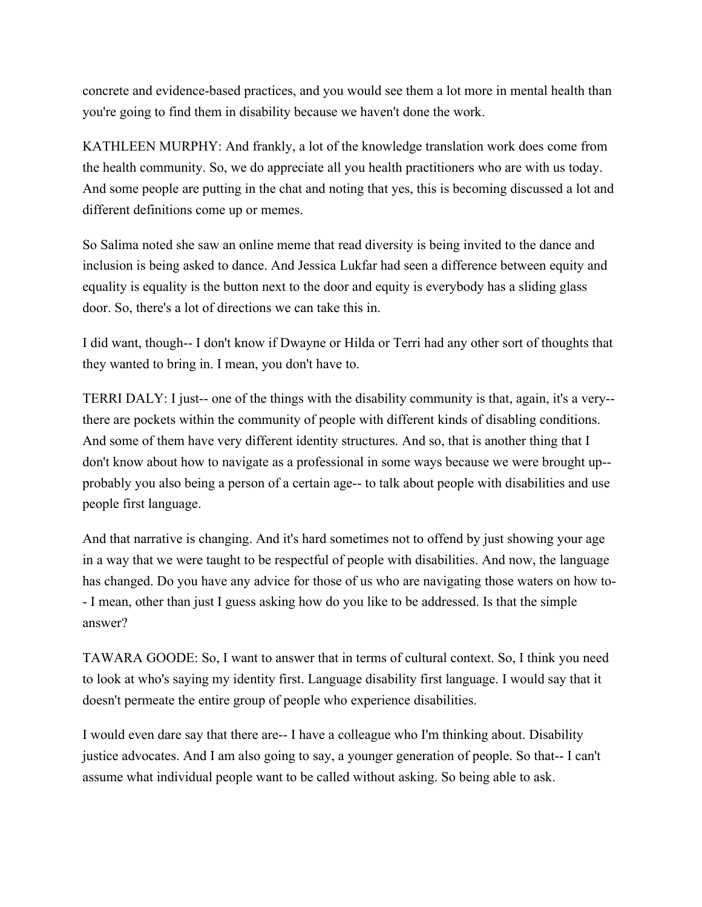concrete and evidence-based practices, and you would see them a lot more in mental health than you're going to find them in disability because we haven't done the work.

KATHLEEN MURPHY: And frankly, a lot of the knowledge translation work does come from the health community. So, we do appreciate all you health practitioners who are with us today. And some people are putting in the chat and noting that yes, this is becoming discussed a lot and different definitions come up or memes.

So Salima noted she saw an online meme that read diversity is being invited to the dance and inclusion is being asked to dance. And Jessica Lukfar had seen a difference between equity and equality is equality is the button next to the door and equity is everybody has a sliding glass door. So, there's a lot of directions we can take this in.

I did want, though-- I don't know if Dwayne or Hilda or Terri had any other sort of thoughts that they wanted to bring in. I mean, you don't have to.

TERRI DALY: I just-- one of the things with the disability community is that, again, it's a very-- there are pockets within the community of people with different kinds of disabling conditions. And some of them have very different identity structures. And so, that is another thing that I don't know about how to navigate as a professional in some ways because we were brought up-- probably you also being a person of a certain age-- to talk about people with disabilities and use people first language.

And that narrative is changing. And it's hard sometimes not to offend by just showing your age in a way that we were taught to be respectful of people with disabilities. And now, the language has changed. Do you have any advice for those of us who are navigating those waters on how to-- I mean, other than just I guess asking how do you like to be addressed. Is that the simple answer?

TAWARA GOODE: So, I want to answer that in terms of cultural context. So, I think you need to look at who's saying my identity first. Language disability first language. I would say that it doesn't permeate the entire group of people who experience disabilities.

I would even dare say that there are-- I have a colleague who I'm thinking about. Disability justice advocates. And I am also going to say, a younger generation of people. So that-- I can't assume what individual people want to be called without asking. So being able to ask.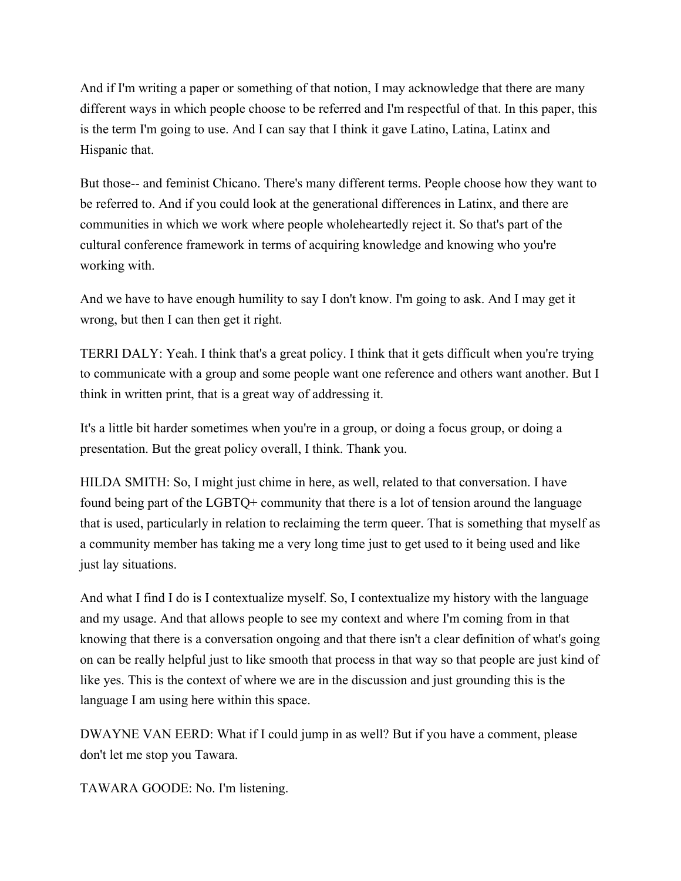And if I'm writing a paper or something of that notion, I may acknowledge that there are many different ways in which people choose to be referred and I'm respectful of that. In this paper, this is the term I'm going to use. And I can say that I think it gave Latino, Latina, Latinx and Hispanic that.

But those-- and feminist Chicano. There's many different terms. People choose how they want to be referred to. And if you could look at the generational differences in Latinx, and there are communities in which we work where people wholeheartedly reject it. So that's part of the cultural conference framework in terms of acquiring knowledge and knowing who you're working with.

And we have to have enough humility to say I don't know. I'm going to ask. And I may get it wrong, but then I can then get it right.

TERRI DALY: Yeah. I think that's a great policy. I think that it gets difficult when you're trying to communicate with a group and some people want one reference and others want another. But I think in written print, that is a great way of addressing it.

It's a little bit harder sometimes when you're in a group, or doing a focus group, or doing a presentation. But the great policy overall, I think. Thank you.

HILDA SMITH: So, I might just chime in here, as well, related to that conversation. I have found being part of the LGBTQ+ community that there is a lot of tension around the language that is used, particularly in relation to reclaiming the term queer. That is something that myself as a community member has taking me a very long time just to get used to it being used and like just lay situations.

And what I find I do is I contextualize myself. So, I contextualize my history with the language and my usage. And that allows people to see my context and where I'm coming from in that knowing that there is a conversation ongoing and that there isn't a clear definition of what's going on can be really helpful just to like smooth that process in that way so that people are just kind of like yes. This is the context of where we are in the discussion and just grounding this is the language I am using here within this space.

DWAYNE VAN EERD: What if I could jump in as well? But if you have a comment, please don't let me stop you Tawara.

TAWARA GOODE: No. I'm listening.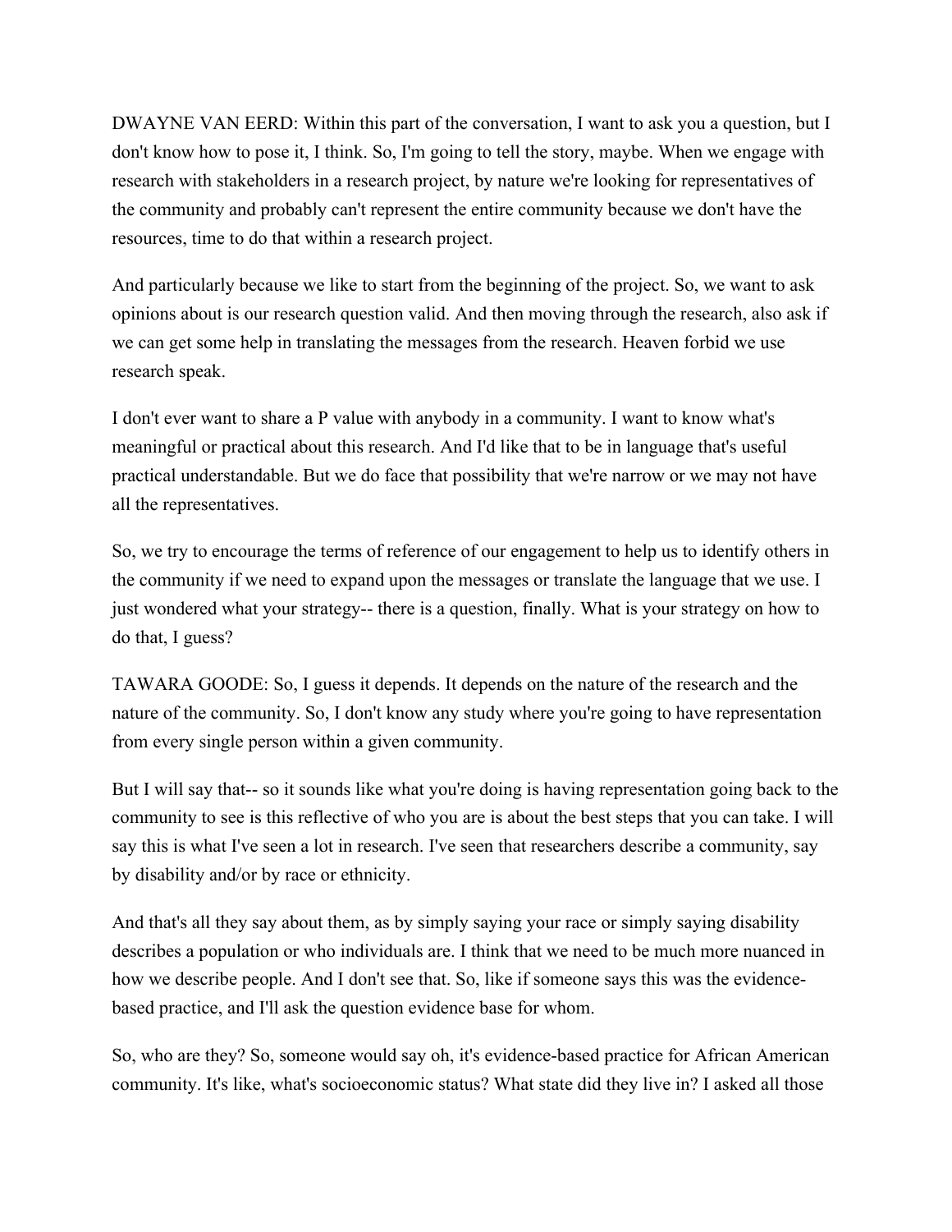DWAYNE VAN EERD: Within this part of the conversation, I want to ask you a question, but I don't know how to pose it, I think. So, I'm going to tell the story, maybe. When we engage with research with stakeholders in a research project, by nature we're looking for representatives of the community and probably can't represent the entire community because we don't have the resources, time to do that within a research project.

And particularly because we like to start from the beginning of the project. So, we want to ask opinions about is our research question valid. And then moving through the research, also ask if we can get some help in translating the messages from the research. Heaven forbid we use research speak.

I don't ever want to share a P value with anybody in a community. I want to know what's meaningful or practical about this research. And I'd like that to be in language that's useful practical understandable. But we do face that possibility that we're narrow or we may not have all the representatives.

So, we try to encourage the terms of reference of our engagement to help us to identify others in the community if we need to expand upon the messages or translate the language that we use. I just wondered what your strategy-- there is a question, finally. What is your strategy on how to do that, I guess?

TAWARA GOODE: So, I guess it depends. It depends on the nature of the research and the nature of the community. So, I don't know any study where you're going to have representation from every single person within a given community.

But I will say that-- so it sounds like what you're doing is having representation going back to the community to see is this reflective of who you are is about the best steps that you can take. I will say this is what I've seen a lot in research. I've seen that researchers describe a community, say by disability and/or by race or ethnicity.

And that's all they say about them, as by simply saying your race or simply saying disability describes a population or who individuals are. I think that we need to be much more nuanced in how we describe people. And I don't see that. So, like if someone says this was the evidence-based practice, and I'll ask the question evidence base for whom.

So, who are they? So, someone would say oh, it's evidence-based practice for African American community. It's like, what's socioeconomic status? What state did they live in? I asked all those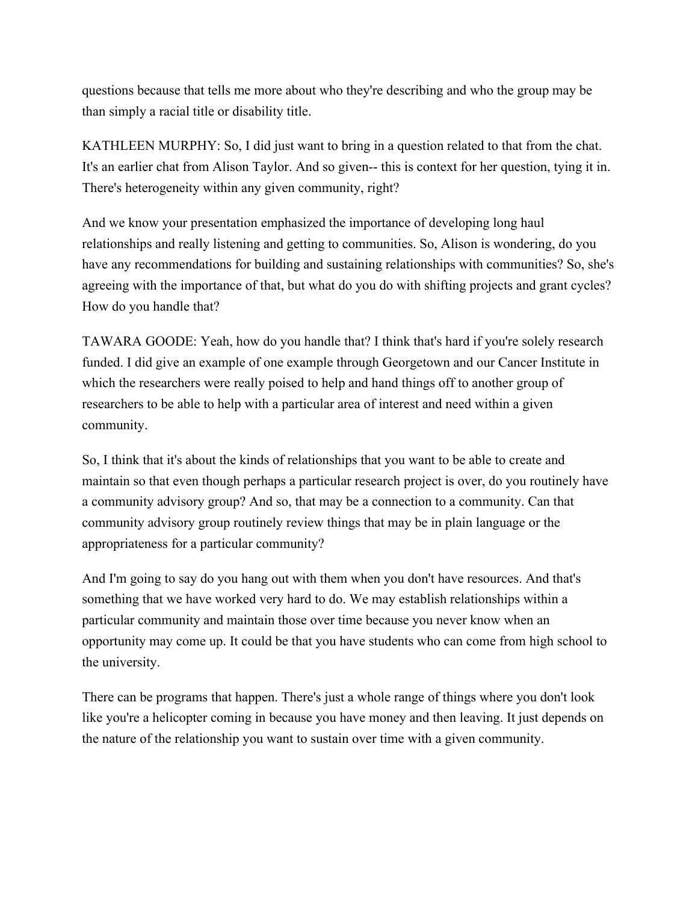questions because that tells me more about who they're describing and who the group may be than simply a racial title or disability title.

KATHLEEN MURPHY: So, I did just want to bring in a question related to that from the chat. It's an earlier chat from Alison Taylor. And so given-- this is context for her question, tying it in. There's heterogeneity within any given community, right?

And we know your presentation emphasized the importance of developing long haul relationships and really listening and getting to communities. So, Alison is wondering, do you have any recommendations for building and sustaining relationships with communities? So, she's agreeing with the importance of that, but what do you do with shifting projects and grant cycles? How do you handle that?

TAWARA GOODE: Yeah, how do you handle that? I think that's hard if you're solely research funded. I did give an example of one example through Georgetown and our Cancer Institute in which the researchers were really poised to help and hand things off to another group of researchers to be able to help with a particular area of interest and need within a given community.

So, I think that it's about the kinds of relationships that you want to be able to create and maintain so that even though perhaps a particular research project is over, do you routinely have a community advisory group? And so, that may be a connection to a community. Can that community advisory group routinely review things that may be in plain language or the appropriateness for a particular community?

And I'm going to say do you hang out with them when you don't have resources. And that's something that we have worked very hard to do. We may establish relationships within a particular community and maintain those over time because you never know when an opportunity may come up. It could be that you have students who can come from high school to the university.

There can be programs that happen. There's just a whole range of things where you don't look like you're a helicopter coming in because you have money and then leaving. It just depends on the nature of the relationship you want to sustain over time with a given community.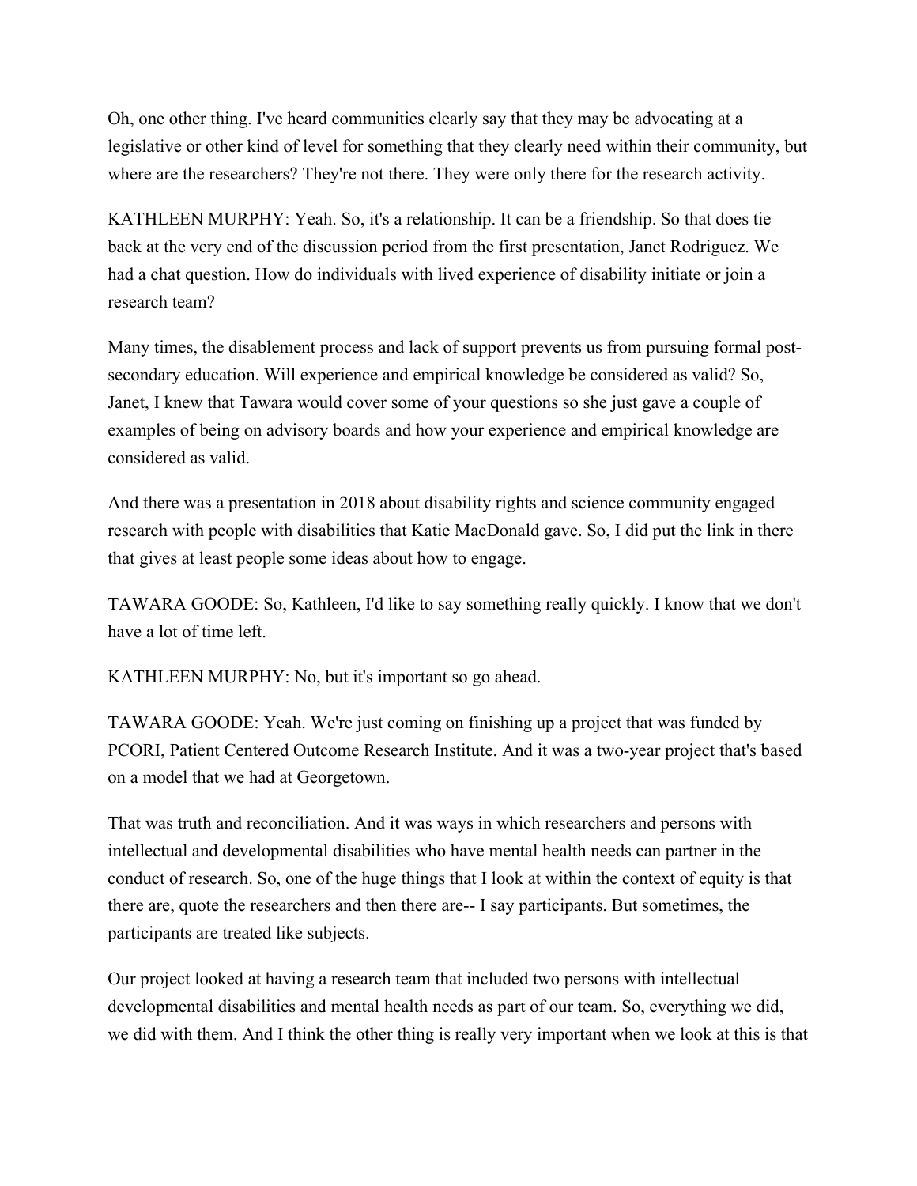Oh, one other thing. I've heard communities clearly say that they may be advocating at a legislative or other kind of level for something that they clearly need within their community, but where are the researchers? They're not there. They were only there for the research activity.

KATHLEEN MURPHY: Yeah. So, it's a relationship. It can be a friendship. So that does tie back at the very end of the discussion period from the first presentation, Janet Rodriguez. We had a chat question. How do individuals with lived experience of disability initiate or join a research team?

Many times, the disablement process and lack of support prevents us from pursuing formal post-secondary education. Will experience and empirical knowledge be considered as valid? So, Janet, I knew that Tawara would cover some of your questions so she just gave a couple of examples of being on advisory boards and how your experience and empirical knowledge are considered as valid.

And there was a presentation in 2018 about disability rights and science community engaged research with people with disabilities that Katie MacDonald gave. So, I did put the link in there that gives at least people some ideas about how to engage.

TAWARA GOODE: So, Kathleen, I'd like to say something really quickly. I know that we don't have a lot of time left.

KATHLEEN MURPHY: No, but it's important so go ahead.

TAWARA GOODE: Yeah. We're just coming on finishing up a project that was funded by PCORI, Patient Centered Outcome Research Institute. And it was a two-year project that's based on a model that we had at Georgetown.

That was truth and reconciliation. And it was ways in which researchers and persons with intellectual and developmental disabilities who have mental health needs can partner in the conduct of research. So, one of the huge things that I look at within the context of equity is that there are, quote the researchers and then there are-- I say participants. But sometimes, the participants are treated like subjects.

Our project looked at having a research team that included two persons with intellectual developmental disabilities and mental health needs as part of our team. So, everything we did, we did with them. And I think the other thing is really very important when we look at this is that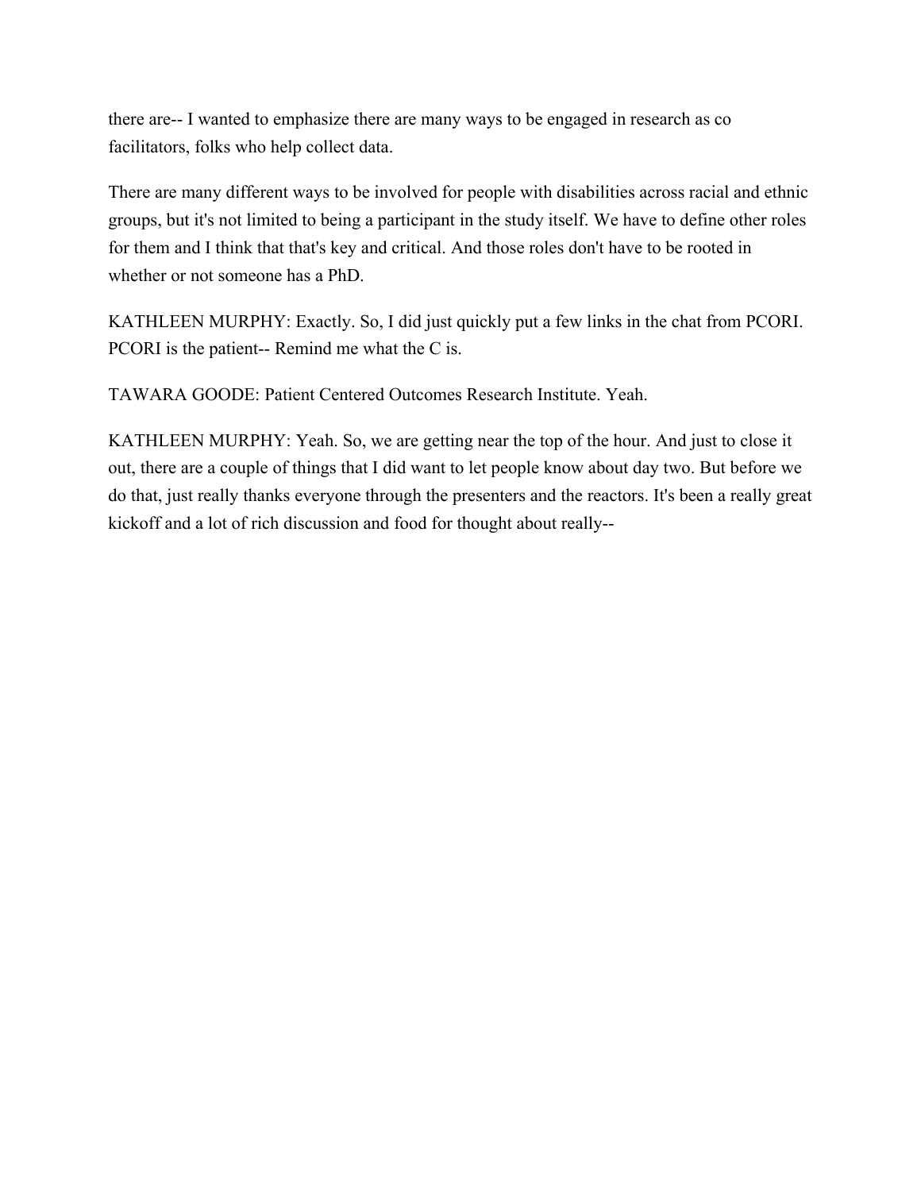there are-- I wanted to emphasize there are many ways to be engaged in research as co facilitators, folks who help collect data.

There are many different ways to be involved for people with disabilities across racial and ethnic groups, but it's not limited to being a participant in the study itself. We have to define other roles for them and I think that that's key and critical. And those roles don't have to be rooted in whether or not someone has a PhD.

KATHLEEN MURPHY: Exactly. So, I did just quickly put a few links in the chat from PCORI. PCORI is the patient-- Remind me what the C is.

TAWARA GOODE: Patient Centered Outcomes Research Institute. Yeah.

KATHLEEN MURPHY: Yeah. So, we are getting near the top of the hour. And just to close it out, there are a couple of things that I did want to let people know about day two. But before we do that, just really thanks everyone through the presenters and the reactors. It's been a really great kickoff and a lot of rich discussion and food for thought about really--